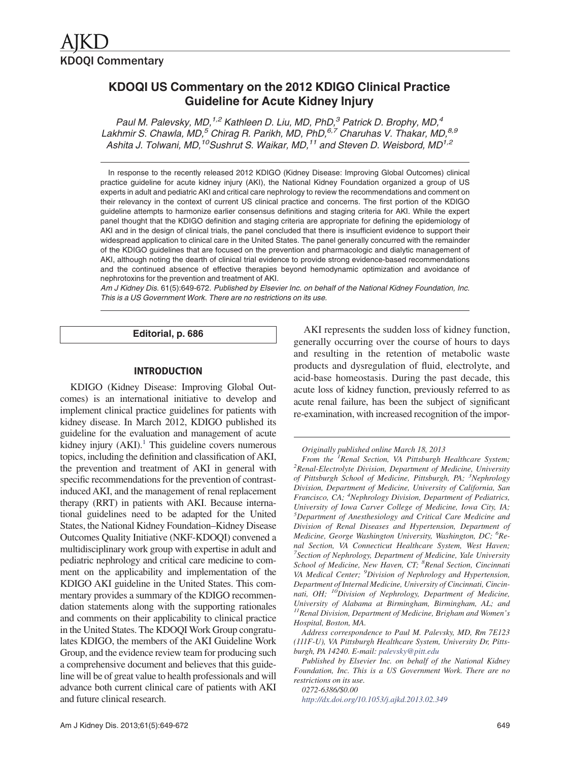KDOQI Commentary

# KDOQI US Commentary on the 2012 KDIGO Clinical Practice Guideline for Acute Kidney Injury

*Paul M. Palevsky, MD,[1,2] Kathleen D. Liu, MD, PhD,[3] Patrick D. Brophy, MD,[4] Lakhmir S. Chawla, MD,[5] Chirag R. Parikh, MD, PhD,[6,7] Charuhas V. Thakar, MD,[8,9] Ashita J. Tolwani, MD,[10] Sushrut S. Waikar, MD,[11] and Steven D. Weisbord, MD[1,2]*

In response to the recently released 2012 KDIGO (Kidney Disease: Improving Global Outcomes) clinical practice guideline for acute kidney injury (AKI), the National Kidney Foundation organized a group of US experts in adult and pediatric AKI and critical care nephrology to review the recommendations and comment on their relevancy in the context of current US clinical practice and concerns. The first portion of the KDIGO guideline attempts to harmonize earlier consensus definitions and staging criteria for AKI. While the expert panel thought that the KDIGO definition and staging criteria are appropriate for defining the epidemiology of AKI and in the design of clinical trials, the panel concluded that there is insufficient evidence to support their widespread application to clinical care in the United States. The panel generally concurred with the remainder of the KDIGO guidelines that are focused on the prevention and pharmacologic and dialytic management of AKI, although noting the dearth of clinical trial evidence to provide strong evidence-based recommendations and the continued absence of effective therapies beyond hemodynamic optimization and avoidance of nephrotoxins for the prevention and treatment of AKI.

*Am J Kidney Dis.* 61(5):649-672. *Published by Elsevier Inc. on behalf of the National Kidney Foundation, Inc. This is a US Government Work. There are no restrictions on its use.*

**Editorial, p. 686**

## INTRODUCTION

KDIGO (Kidney Disease: Improving Global Outcomes) is an international initiative to develop and implement clinical practice guidelines for patients with kidney disease. In March 2012, KDIGO published its guideline for the evaluation and management of acute kidney injury (AKI).[1] This guideline covers numerous topics, including the definition and classification of AKI, the prevention and treatment of AKI in general with specific recommendations for the prevention of contrast-induced AKI, and the management of renal replacement therapy (RRT) in patients with AKI. Because international guidelines need to be adapted for the United States, the National Kidney Foundation–Kidney Disease Outcomes Quality Initiative (NKF-KDOQI) convened a multidisciplinary work group with expertise in adult and pediatric nephrology and critical care medicine to comment on the applicability and implementation of the KDIGO AKI guideline in the United States. This commentary provides a summary of the KDIGO recommendation statements along with the supporting rationales and comments on their applicability to clinical practice in the United States. The KDOQI Work Group congratulates KDIGO, the members of the AKI Guideline Work Group, and the evidence review team for producing such a comprehensive document and believes that this guideline will be of great value to health professionals and will advance both current clinical care of patients with AKI and future clinical research.

AKI represents the sudden loss of kidney function, generally occurring over the course of hours to days and resulting in the retention of metabolic waste products and dysregulation of fluid, electrolyte, and acid-base homeostasis. During the past decade, this acute loss of kidney function, previously referred to as acute renal failure, has been the subject of significant re-examination, with increased recognition of the impor-

*Originally published online March 18, 2013*

*From the [1]Renal Section, VA Pittsburgh Healthcare System; [2]Renal-Electrolyte Division, Department of Medicine, University of Pittsburgh School of Medicine, Pittsburgh, PA; [3]Nephrology Division, Department of Medicine, University of California, San Francisco, CA; [4]Nephrology Division, Department of Pediatrics, University of Iowa Carver College of Medicine, Iowa City, IA; [5]Department of Anesthesiology and Critical Care Medicine and Division of Renal Diseases and Hypertension, Department of Medicine, George Washington University, Washington, DC; [6]Renal Section, VA Connecticut Healthcare System, West Haven; [7]Section of Nephrology, Department of Medicine, Yale University School of Medicine, New Haven, CT; [8]Renal Section, Cincinnati VA Medical Center; [9]Division of Nephrology and Hypertension, Department of Internal Medicine, University of Cincinnati, Cincinnati, OH; [10]Division of Nephrology, Department of Medicine, University of Alabama at Birmingham, Birmingham, AL; and [11]Renal Division, Department of Medicine, Brigham and Women's Hospital, Boston, MA.*

*Address correspondence to Paul M. Palevsky, MD, Rm 7E123 (111F-U), VA Pittsburgh Healthcare System, University Dr, Pittsburgh, PA 14240. E-mail: palevsky@pitt.edu*

*Published by Elsevier Inc. on behalf of the National Kidney Foundation, Inc. This is a US Government Work. There are no restrictions on its use.*

*0272-6386/$0.00*

*http://dx.doi.org/10.1053/j.ajkd.2013.02.349*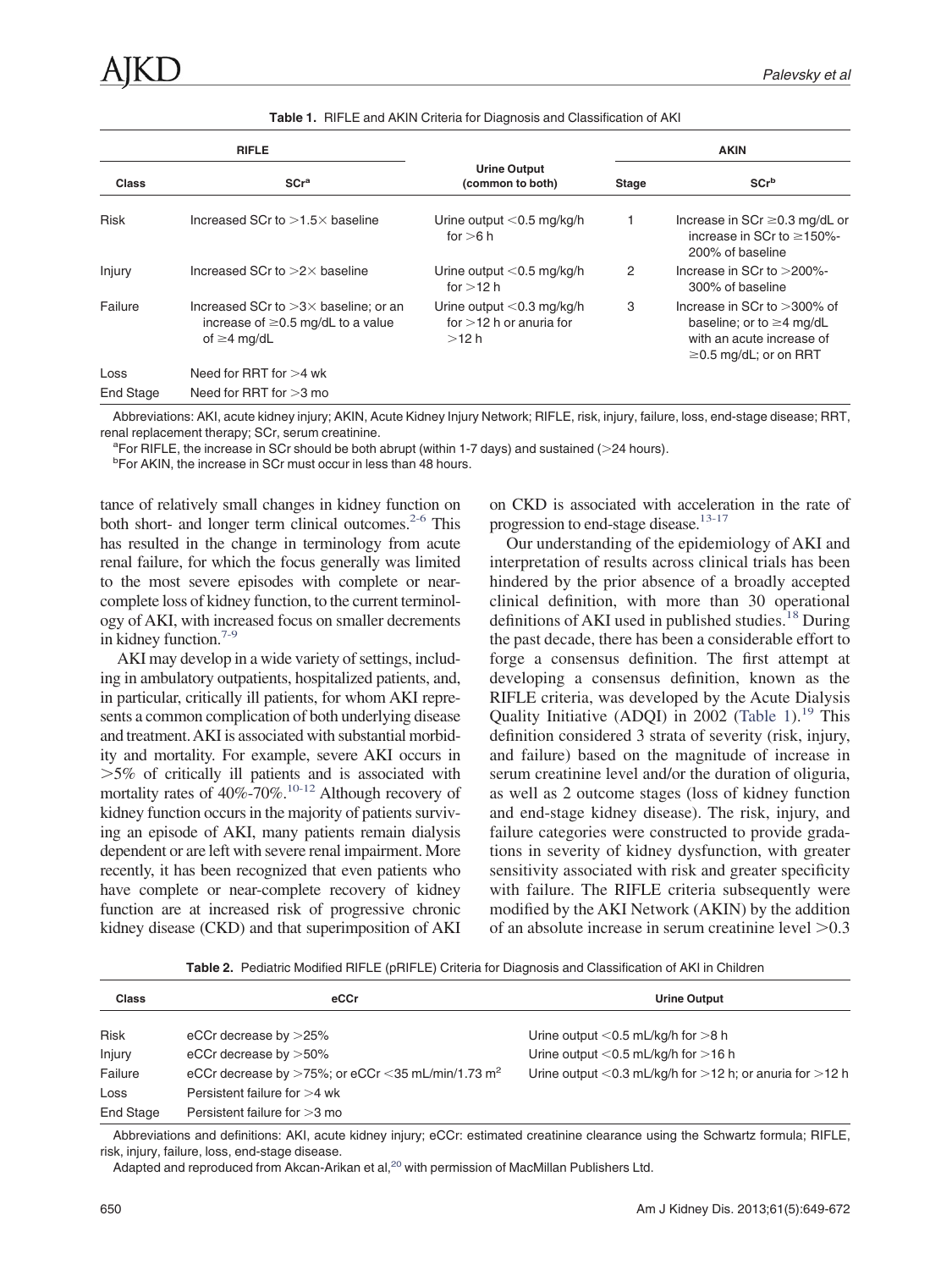**Table 1.** RIFLE and AKIN Criteria for Diagnosis and Classification of AKI

| RIFLE | | Urine Output (common to both) | AKIN | |
|---|---|---|---|---|
| Class | SCr[a] | | Stage | SCr[b] |
| Risk | Increased SCr to >1.5× baseline | Urine output <0.5 mg/kg/h for >6 h | 1 | Increase in SCr ≥0.3 mg/dL or increase in SCr to ≥150%-200% of baseline |
| Injury | Increased SCr to >2× baseline | Urine output <0.5 mg/kg/h for >12 h | 2 | Increase in SCr to >200%-300% of baseline |
| Failure | Increased SCr to >3× baseline; or an increase of ≥0.5 mg/dL to a value of ≥4 mg/dL | Urine output <0.3 mg/kg/h for >12 h or anuria for >12 h | 3 | Increase in SCr to >300% of baseline; or to ≥4 mg/dL with an acute increase of ≥0.5 mg/dL; or on RRT |
| Loss | Need for RRT for >4 wk | | | |
| End Stage | Need for RRT for >3 mo | | | |

Abbreviations: AKI, acute kidney injury; AKIN, Acute Kidney Injury Network; RIFLE, risk, injury, failure, loss, end-stage disease; RRT, renal replacement therapy; SCr, serum creatinine.

[a]For RIFLE, the increase in SCr should be both abrupt (within 1-7 days) and sustained (>24 hours).

[b]For AKIN, the increase in SCr must occur in less than 48 hours.

tance of relatively small changes in kidney function on both short- and longer term clinical outcomes.[2-6] This has resulted in the change in terminology from acute renal failure, for which the focus generally was limited to the most severe episodes with complete or near-complete loss of kidney function, to the current terminology of AKI, with increased focus on smaller decrements in kidney function.[7-9]

AKI may develop in a wide variety of settings, including in ambulatory outpatients, hospitalized patients, and, in particular, critically ill patients, for whom AKI represents a common complication of both underlying disease and treatment. AKI is associated with substantial morbidity and mortality. For example, severe AKI occurs in >5% of critically ill patients and is associated with mortality rates of 40%-70%.[10-12] Although recovery of kidney function occurs in the majority of patients surviving an episode of AKI, many patients remain dialysis dependent or are left with severe renal impairment. More recently, it has been recognized that even patients who have complete or near-complete recovery of kidney function are at increased risk of progressive chronic kidney disease (CKD) and that superimposition of AKI on CKD is associated with acceleration in the rate of progression to end-stage disease.[13-17]

Our understanding of the epidemiology of AKI and interpretation of results across clinical trials has been hindered by the prior absence of a broadly accepted clinical definition, with more than 30 operational definitions of AKI used in published studies.[18] During the past decade, there has been a considerable effort to forge a consensus definition. The first attempt at developing a consensus definition, known as the RIFLE criteria, was developed by the Acute Dialysis Quality Initiative (ADQI) in 2002 (Table 1).[19] This definition considered 3 strata of severity (risk, injury, and failure) based on the magnitude of increase in serum creatinine level and/or the duration of oliguria, as well as 2 outcome stages (loss of kidney function and end-stage kidney disease). The risk, injury, and failure categories were constructed to provide gradations in severity of kidney dysfunction, with greater sensitivity associated with risk and greater specificity with failure. The RIFLE criteria subsequently were modified by the AKI Network (AKIN) by the addition of an absolute increase in serum creatinine level >0.3

**Table 2.** Pediatric Modified RIFLE (pRIFLE) Criteria for Diagnosis and Classification of AKI in Children

| Class | eCCr | Urine Output |
|---|---|---|
| Risk | eCCr decrease by >25% | Urine output <0.5 mL/kg/h for >8 h |
| Injury | eCCr decrease by >50% | Urine output <0.5 mL/kg/h for >16 h |
| Failure | eCCr decrease by >75%; or eCCr <35 mL/min/1.73 m$^2$ | Urine output <0.3 mL/kg/h for >12 h; or anuria for >12 h |
| Loss | Persistent failure for >4 wk | |
| End Stage | Persistent failure for >3 mo | |

Abbreviations and definitions: AKI, acute kidney injury; eCCr: estimated creatinine clearance using the Schwartz formula; RIFLE, risk, injury, failure, loss, end-stage disease.

Adapted and reproduced from Akcan-Arikan et al,[20] with permission of MacMillan Publishers Ltd.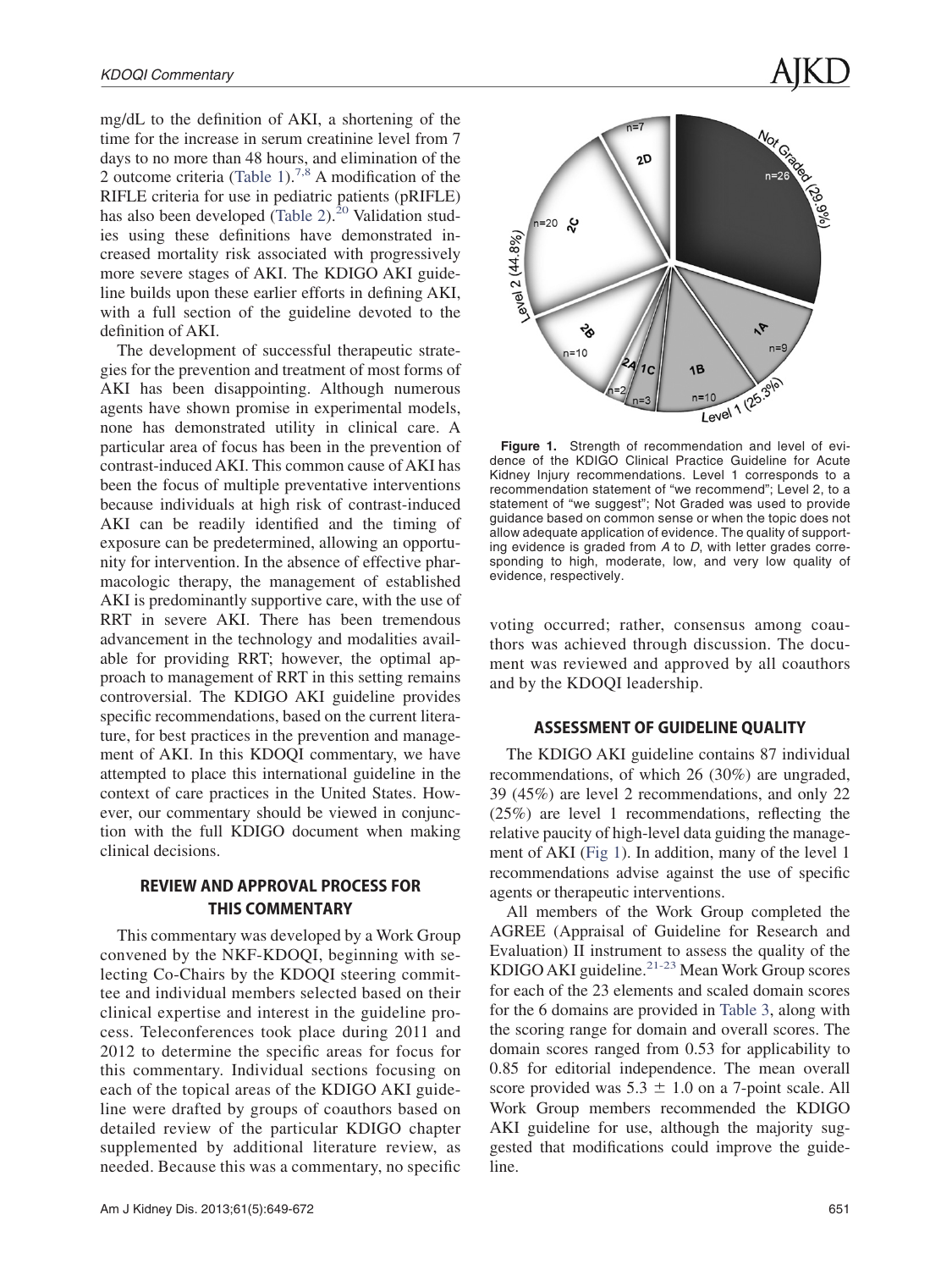mg/dL to the definition of AKI, a shortening of the time for the increase in serum creatinine level from 7 days to no more than 48 hours, and elimination of the 2 outcome criteria (Table 1).[7,8] A modification of the RIFLE criteria for use in pediatric patients (pRIFLE) has also been developed (Table 2).[20] Validation studies using these definitions have demonstrated increased mortality risk associated with progressively more severe stages of AKI. The KDIGO AKI guideline builds upon these earlier efforts in defining AKI, with a full section of the guideline devoted to the definition of AKI.

The development of successful therapeutic strategies for the prevention and treatment of most forms of AKI has been disappointing. Although numerous agents have shown promise in experimental models, none has demonstrated utility in clinical care. A particular area of focus has been in the prevention of contrast-induced AKI. This common cause of AKI has been the focus of multiple preventative interventions because individuals at high risk of contrast-induced AKI can be readily identified and the timing of exposure can be predetermined, allowing an opportunity for intervention. In the absence of effective pharmacologic therapy, the management of established AKI is predominantly supportive care, with the use of RRT in severe AKI. There has been tremendous advancement in the technology and modalities available for providing RRT; however, the optimal approach to management of RRT in this setting remains controversial. The KDIGO AKI guideline provides specific recommendations, based on the current literature, for best practices in the prevention and management of AKI. In this KDOQI commentary, we have attempted to place this international guideline in the context of care practices in the United States. However, our commentary should be viewed in conjunction with the full KDIGO document when making clinical decisions.

## REVIEW AND APPROVAL PROCESS FOR THIS COMMENTARY

This commentary was developed by a Work Group convened by the NKF-KDOQI, beginning with selecting Co-Chairs by the KDOQI steering committee and individual members selected based on their clinical expertise and interest in the guideline process. Teleconferences took place during 2011 and 2012 to determine the specific areas for focus for this commentary. Individual sections focusing on each of the topical areas of the KDIGO AKI guideline were drafted by groups of coauthors based on detailed review of the particular KDIGO chapter supplemented by additional literature review, as needed. Because this was a commentary, no specific voting occurred; rather, consensus among coauthors was achieved through discussion. The document was reviewed and approved by all coauthors and by the KDOQI leadership.

Not Graded (29.9%)
n=26
Level 1 (25.3%)
1A
n=9
1B
n=10
1C
n=3
Level 2 (44.8%)
2A
n=2
2B
n=10
2C
n=20
2D
n=7

**Figure 1.** Strength of recommendation and level of evidence of the KDIGO Clinical Practice Guideline for Acute Kidney Injury recommendations. Level 1 corresponds to a recommendation statement of "we recommend"; Level 2, to a statement of "we suggest"; Not Graded was used to provide guidance based on common sense or when the topic does not allow adequate application of evidence. The quality of supporting evidence is graded from *A* to *D*, with letter grades corresponding to high, moderate, low, and very low quality of evidence, respectively.

## ASSESSMENT OF GUIDELINE QUALITY

The KDIGO AKI guideline contains 87 individual recommendations, of which 26 (30%) are ungraded, 39 (45%) are level 2 recommendations, and only 22 (25%) are level 1 recommendations, reflecting the relative paucity of high-level data guiding the management of AKI (Fig 1). In addition, many of the level 1 recommendations advise against the use of specific agents or therapeutic interventions.

All members of the Work Group completed the AGREE (Appraisal of Guideline for Research and Evaluation) II instrument to assess the quality of the KDIGO AKI guideline.[21-23] Mean Work Group scores for each of the 23 elements and scaled domain scores for the 6 domains are provided in Table 3, along with the scoring range for domain and overall scores. The domain scores ranged from 0.53 for applicability to 0.85 for editorial independence. The mean overall score provided was $5.3 \pm 1.0$ on a 7-point scale. All Work Group members recommended the KDIGO AKI guideline for use, although the majority suggested that modifications could improve the guideline.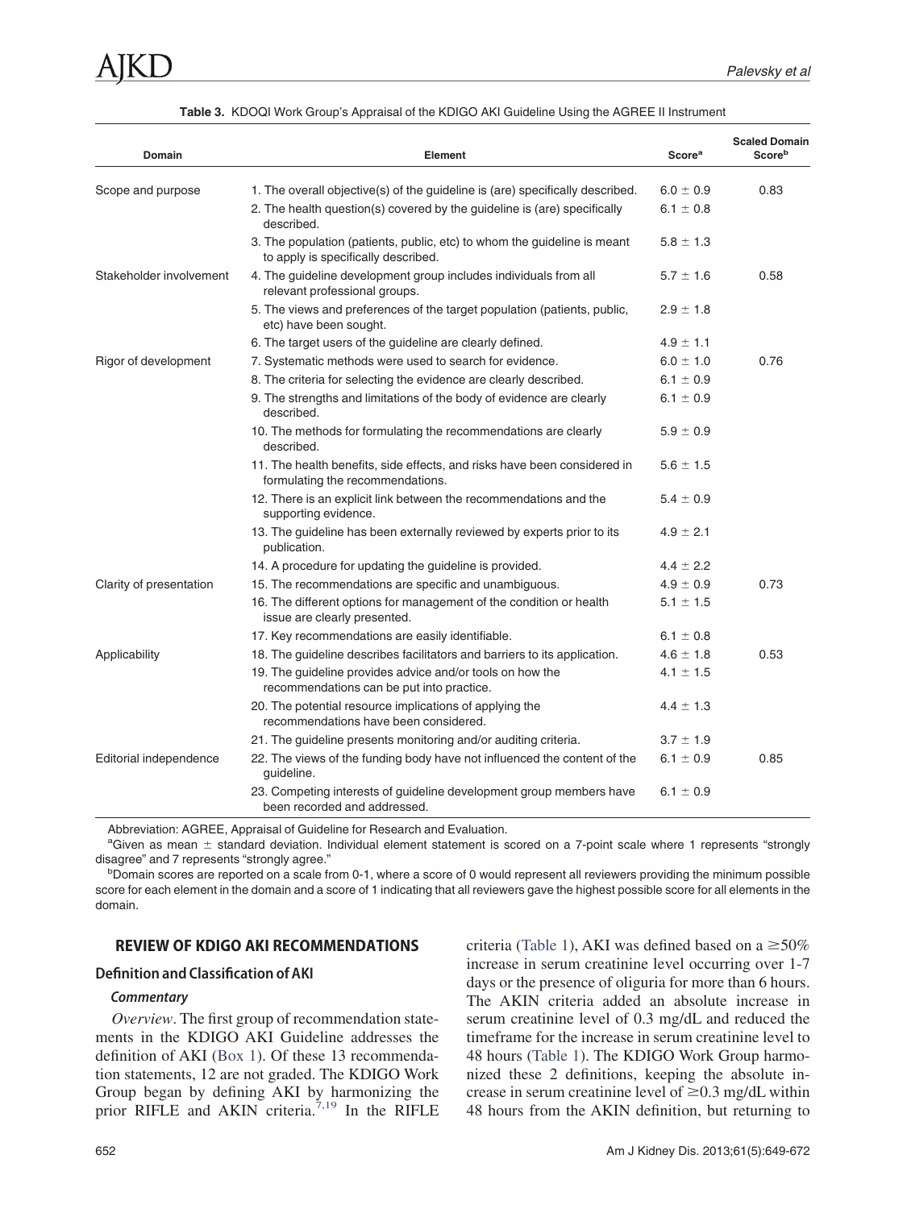**Table 3.** KDOQI Work Group's Appraisal of the KDIGO AKI Guideline Using the AGREE II Instrument

| Domain | Element | Score[a] | Scaled Domain Score[b] |
|---|---|---|---|
| Scope and purpose | 1. The overall objective(s) of the guideline is (are) specifically described. | 6.0 ± 0.9 | 0.83 |
| | 2. The health question(s) covered by the guideline is (are) specifically described. | 6.1 ± 0.8 | |
| | 3. The population (patients, public, etc) to whom the guideline is meant to apply is specifically described. | 5.8 ± 1.3 | |
| Stakeholder involvement | 4. The guideline development group includes individuals from all relevant professional groups. | 5.7 ± 1.6 | 0.58 |
| | 5. The views and preferences of the target population (patients, public, etc) have been sought. | 2.9 ± 1.8 | |
| | 6. The target users of the guideline are clearly defined. | 4.9 ± 1.1 | |
| Rigor of development | 7. Systematic methods were used to search for evidence. | 6.0 ± 1.0 | 0.76 |
| | 8. The criteria for selecting the evidence are clearly described. | 6.1 ± 0.9 | |
| | 9. The strengths and limitations of the body of evidence are clearly described. | 6.1 ± 0.9 | |
| | 10. The methods for formulating the recommendations are clearly described. | 5.9 ± 0.9 | |
| | 11. The health benefits, side effects, and risks have been considered in formulating the recommendations. | 5.6 ± 1.5 | |
| | 12. There is an explicit link between the recommendations and the supporting evidence. | 5.4 ± 0.9 | |
| | 13. The guideline has been externally reviewed by experts prior to its publication. | 4.9 ± 2.1 | |
| | 14. A procedure for updating the guideline is provided. | 4.4 ± 2.2 | |
| Clarity of presentation | 15. The recommendations are specific and unambiguous. | 4.9 ± 0.9 | 0.73 |
| | 16. The different options for management of the condition or health issue are clearly presented. | 5.1 ± 1.5 | |
| | 17. Key recommendations are easily identifiable. | 6.1 ± 0.8 | |
| Applicability | 18. The guideline describes facilitators and barriers to its application. | 4.6 ± 1.8 | 0.53 |
| | 19. The guideline provides advice and/or tools on how the recommendations can be put into practice. | 4.1 ± 1.5 | |
| | 20. The potential resource implications of applying the recommendations have been considered. | 4.4 ± 1.3 | |
| | 21. The guideline presents monitoring and/or auditing criteria. | 3.7 ± 1.9 | |
| Editorial independence | 22. The views of the funding body have not influenced the content of the guideline. | 6.1 ± 0.9 | 0.85 |
| | 23. Competing interests of guideline development group members have been recorded and addressed. | 6.1 ± 0.9 | |

Abbreviation: AGREE, Appraisal of Guideline for Research and Evaluation.

[a]Given as mean ± standard deviation. Individual element statement is scored on a 7-point scale where 1 represents "strongly disagree" and 7 represents "strongly agree."

[b]Domain scores are reported on a scale from 0-1, where a score of 0 would represent all reviewers providing the minimum possible score for each element in the domain and a score of 1 indicating that all reviewers gave the highest possible score for all elements in the domain.

## REVIEW OF KDIGO AKI RECOMMENDATIONS

### Definition and Classification of AKI

#### *Commentary*

*Overview*. The first group of recommendation statements in the KDIGO AKI Guideline addresses the definition of AKI (Box 1). Of these 13 recommendation statements, 12 are not graded. The KDIGO Work Group began by defining AKI by harmonizing the prior RIFLE and AKIN criteria.[7,19] In the RIFLE criteria (Table 1), AKI was defined based on a ≥50% increase in serum creatinine level occurring over 1-7 days or the presence of oliguria for more than 6 hours. The AKIN criteria added an absolute increase in serum creatinine level of 0.3 mg/dL and reduced the timeframe for the increase in serum creatinine level to 48 hours (Table 1). The KDIGO Work Group harmonized these 2 definitions, keeping the absolute increase in serum creatinine level of ≥0.3 mg/dL within 48 hours from the AKIN definition, but returning to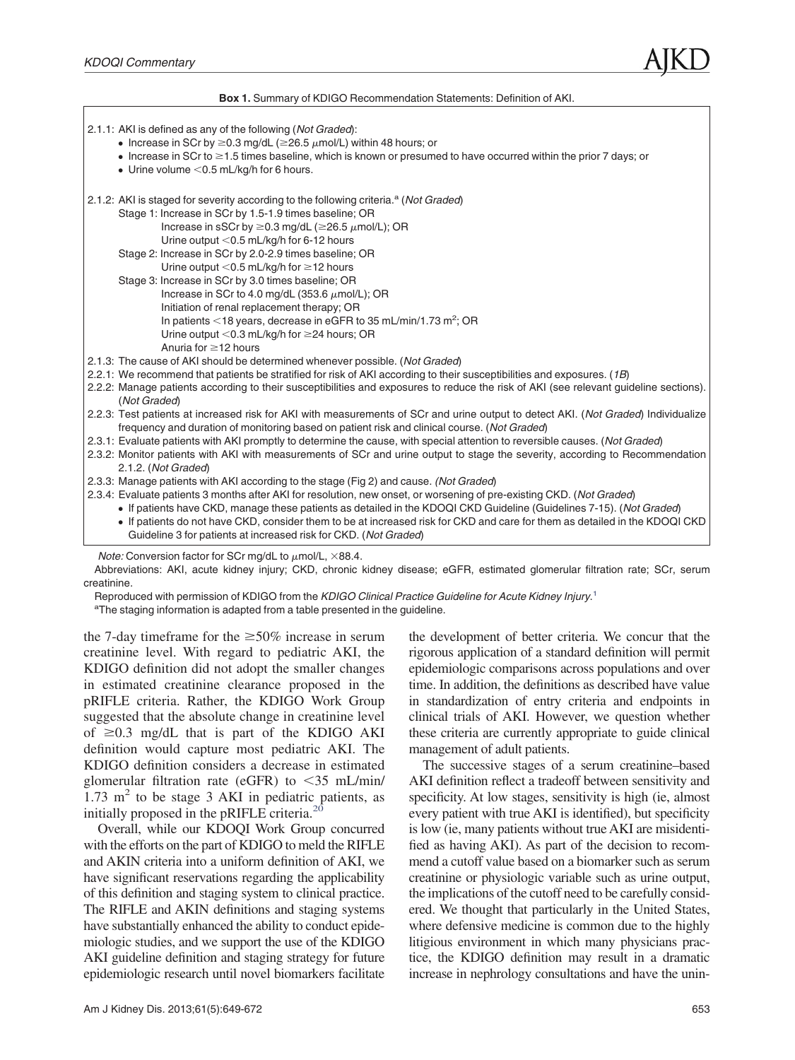**Box 1.** Summary of KDIGO Recommendation Statements: Definition of AKI.

2.1.1: AKI is defined as any of the following (*Not Graded*):

- Increase in SCr by ≥0.3 mg/dL (≥26.5 μmol/L) within 48 hours; or
- Increase in SCr to ≥1.5 times baseline, which is known or presumed to have occurred within the prior 7 days; or
- Urine volume <0.5 mL/kg/h for 6 hours.

2.1.2: AKI is staged for severity according to the following criteria.[a] (*Not Graded*)

Stage 1: Increase in SCr by 1.5-1.9 times baseline; OR
Increase in sSCr by ≥0.3 mg/dL (≥26.5 μmol/L); OR
Urine output <0.5 mL/kg/h for 6-12 hours

Stage 2: Increase in SCr by 2.0-2.9 times baseline; OR
Urine output <0.5 mL/kg/h for ≥12 hours

Stage 3: Increase in SCr by 3.0 times baseline; OR
Increase in SCr to 4.0 mg/dL (353.6 μmol/L); OR
Initiation of renal replacement therapy; OR
In patients <18 years, decrease in eGFR to 35 mL/min/1.73 m$^2$; OR
Urine output <0.3 mL/kg/h for ≥24 hours; OR
Anuria for ≥12 hours

2.1.3: The cause of AKI should be determined whenever possible. (*Not Graded*)

2.2.1: We recommend that patients be stratified for risk of AKI according to their susceptibilities and exposures. (*1B*)

2.2.2: Manage patients according to their susceptibilities and exposures to reduce the risk of AKI (see relevant guideline sections). (*Not Graded*)

2.2.3: Test patients at increased risk for AKI with measurements of SCr and urine output to detect AKI. (*Not Graded*) Individualize frequency and duration of monitoring based on patient risk and clinical course. (*Not Graded*)

2.3.1: Evaluate patients with AKI promptly to determine the cause, with special attention to reversible causes. (*Not Graded*)

2.3.2: Monitor patients with AKI with measurements of SCr and urine output to stage the severity, according to Recommendation 2.1.2. (*Not Graded*)

2.3.3: Manage patients with AKI according to the stage (Fig 2) and cause. (*Not Graded*)

2.3.4: Evaluate patients 3 months after AKI for resolution, new onset, or worsening of pre-existing CKD. (*Not Graded*)

- If patients have CKD, manage these patients as detailed in the KDOQI CKD Guideline (Guidelines 7-15). (*Not Graded*)
- If patients do not have CKD, consider them to be at increased risk for CKD and care for them as detailed in the KDOQI CKD Guideline 3 for patients at increased risk for CKD. (*Not Graded*)

*Note:* Conversion factor for SCr mg/dL to μmol/L, ×88.4.

Abbreviations: AKI, acute kidney injury; CKD, chronic kidney disease; eGFR, estimated glomerular filtration rate; SCr, serum creatinine.

Reproduced with permission of KDIGO from the *KDIGO Clinical Practice Guideline for Acute Kidney Injury*.[1]

[a]The staging information is adapted from a table presented in the guideline.

the 7-day timeframe for the ≥50% increase in serum creatinine level. With regard to pediatric AKI, the KDIGO definition did not adopt the smaller changes in estimated creatinine clearance proposed in the pRIFLE criteria. Rather, the KDIGO Work Group suggested that the absolute change in creatinine level of ≥0.3 mg/dL that is part of the KDIGO AKI definition would capture most pediatric AKI. The KDIGO definition considers a decrease in estimated glomerular filtration rate (eGFR) to <35 mL/min/1.73 m$^2$ to be stage 3 AKI in pediatric patients, as initially proposed in the pRIFLE criteria.[20]

Overall, while our KDOQI Work Group concurred with the efforts on the part of KDIGO to meld the RIFLE and AKIN criteria into a uniform definition of AKI, we have significant reservations regarding the applicability of this definition and staging system to clinical practice. The RIFLE and AKIN definitions and staging systems have substantially enhanced the ability to conduct epidemiologic studies, and we support the use of the KDIGO AKI guideline definition and staging strategy for future epidemiologic research until novel biomarkers facilitate the development of better criteria. We concur that the rigorous application of a standard definition will permit epidemiologic comparisons across populations and over time. In addition, the definitions as described have value in standardization of entry criteria and endpoints in clinical trials of AKI. However, we question whether these criteria are currently appropriate to guide clinical management of adult patients.

The successive stages of a serum creatinine–based AKI definition reflect a tradeoff between sensitivity and specificity. At low stages, sensitivity is high (ie, almost every patient with true AKI is identified), but specificity is low (ie, many patients without true AKI are misidentified as having AKI). As part of the decision to recommend a cutoff value based on a biomarker such as serum creatinine or physiologic variable such as urine output, the implications of the cutoff need to be carefully considered. We thought that particularly in the United States, where defensive medicine is common due to the highly litigious environment in which many physicians practice, the KDIGO definition may result in a dramatic increase in nephrology consultations and have the unin-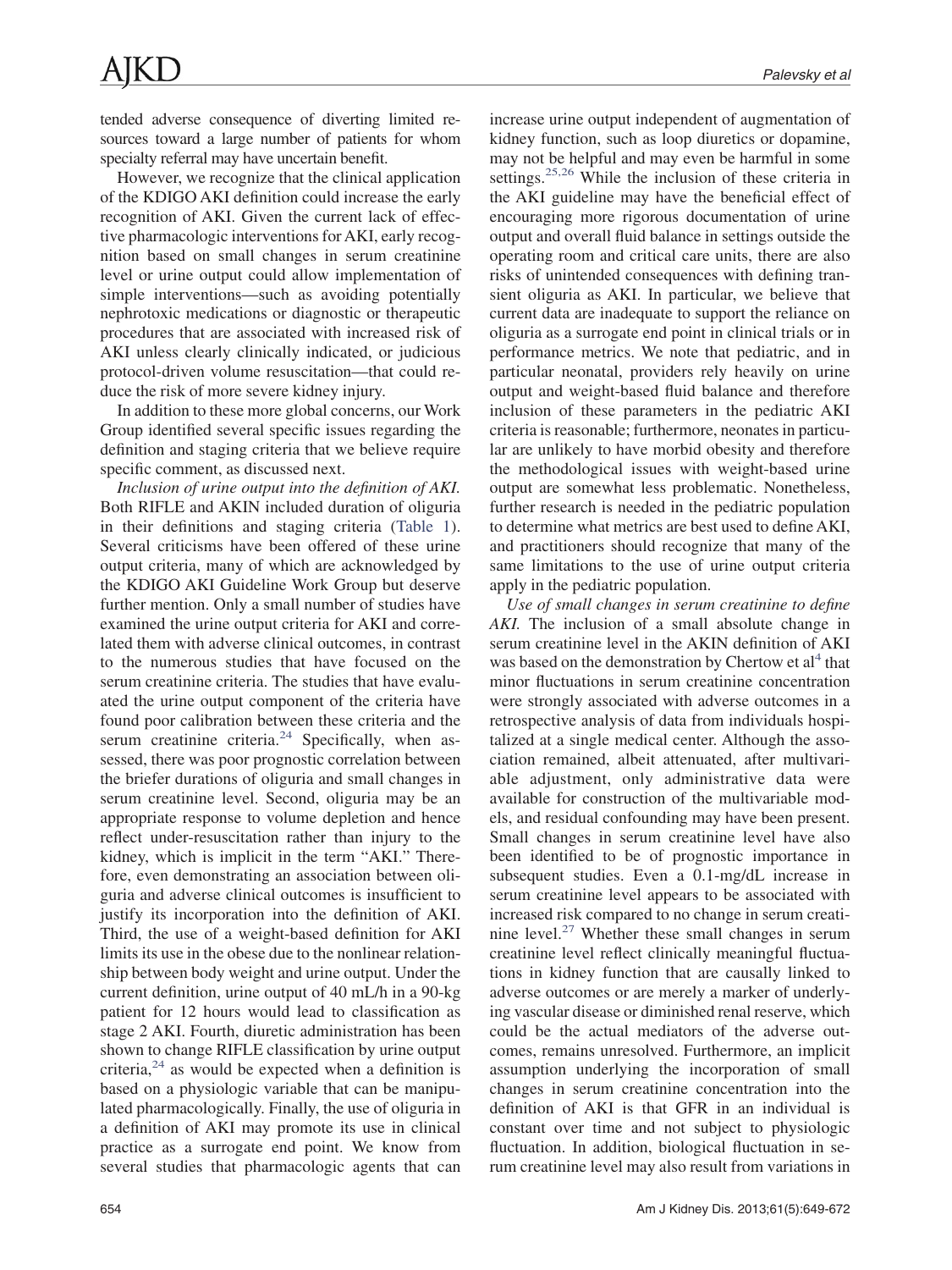tended adverse consequence of diverting limited resources toward a large number of patients for whom specialty referral may have uncertain benefit.

However, we recognize that the clinical application of the KDIGO AKI definition could increase the early recognition of AKI. Given the current lack of effective pharmacologic interventions for AKI, early recognition based on small changes in serum creatinine level or urine output could allow implementation of simple interventions—such as avoiding potentially nephrotoxic medications or diagnostic or therapeutic procedures that are associated with increased risk of AKI unless clearly clinically indicated, or judicious protocol-driven volume resuscitation—that could reduce the risk of more severe kidney injury.

In addition to these more global concerns, our Work Group identified several specific issues regarding the definition and staging criteria that we believe require specific comment, as discussed next.

*Inclusion of urine output into the definition of AKI.* Both RIFLE and AKIN included duration of oliguria in their definitions and staging criteria (Table 1). Several criticisms have been offered of these urine output criteria, many of which are acknowledged by the KDIGO AKI Guideline Work Group but deserve further mention. Only a small number of studies have examined the urine output criteria for AKI and correlated them with adverse clinical outcomes, in contrast to the numerous studies that have focused on the serum creatinine criteria. The studies that have evaluated the urine output component of the criteria have found poor calibration between these criteria and the serum creatinine criteria.[24] Specifically, when assessed, there was poor prognostic correlation between the briefer durations of oliguria and small changes in serum creatinine level. Second, oliguria may be an appropriate response to volume depletion and hence reflect under-resuscitation rather than injury to the kidney, which is implicit in the term "AKI." Therefore, even demonstrating an association between oliguria and adverse clinical outcomes is insufficient to justify its incorporation into the definition of AKI. Third, the use of a weight-based definition for AKI limits its use in the obese due to the nonlinear relationship between body weight and urine output. Under the current definition, urine output of 40 mL/h in a 90-kg patient for 12 hours would lead to classification as stage 2 AKI. Fourth, diuretic administration has been shown to change RIFLE classification by urine output criteria,[24] as would be expected when a definition is based on a physiologic variable that can be manipulated pharmacologically. Finally, the use of oliguria in a definition of AKI may promote its use in clinical practice as a surrogate end point. We know from several studies that pharmacologic agents that can increase urine output independent of augmentation of kidney function, such as loop diuretics or dopamine, may not be helpful and may even be harmful in some settings.[25,26] While the inclusion of these criteria in the AKI guideline may have the beneficial effect of encouraging more rigorous documentation of urine output and overall fluid balance in settings outside the operating room and critical care units, there are also risks of unintended consequences with defining transient oliguria as AKI. In particular, we believe that current data are inadequate to support the reliance on oliguria as a surrogate end point in clinical trials or in performance metrics. We note that pediatric, and in particular neonatal, providers rely heavily on urine output and weight-based fluid balance and therefore inclusion of these parameters in the pediatric AKI criteria is reasonable; furthermore, neonates in particular are unlikely to have morbid obesity and therefore the methodological issues with weight-based urine output are somewhat less problematic. Nonetheless, further research is needed in the pediatric population to determine what metrics are best used to define AKI, and practitioners should recognize that many of the same limitations to the use of urine output criteria apply in the pediatric population.

*Use of small changes in serum creatinine to define AKI.* The inclusion of a small absolute change in serum creatinine level in the AKIN definition of AKI was based on the demonstration by Chertow et al[4] that minor fluctuations in serum creatinine concentration were strongly associated with adverse outcomes in a retrospective analysis of data from individuals hospitalized at a single medical center. Although the association remained, albeit attenuated, after multivariable adjustment, only administrative data were available for construction of the multivariable models, and residual confounding may have been present. Small changes in serum creatinine level have also been identified to be of prognostic importance in subsequent studies. Even a 0.1-mg/dL increase in serum creatinine level appears to be associated with increased risk compared to no change in serum creatinine level.[27] Whether these small changes in serum creatinine level reflect clinically meaningful fluctuations in kidney function that are causally linked to adverse outcomes or are merely a marker of underlying vascular disease or diminished renal reserve, which could be the actual mediators of the adverse outcomes, remains unresolved. Furthermore, an implicit assumption underlying the incorporation of small changes in serum creatinine concentration into the definition of AKI is that GFR in an individual is constant over time and not subject to physiologic fluctuation. In addition, biological fluctuation in serum creatinine level may also result from variations in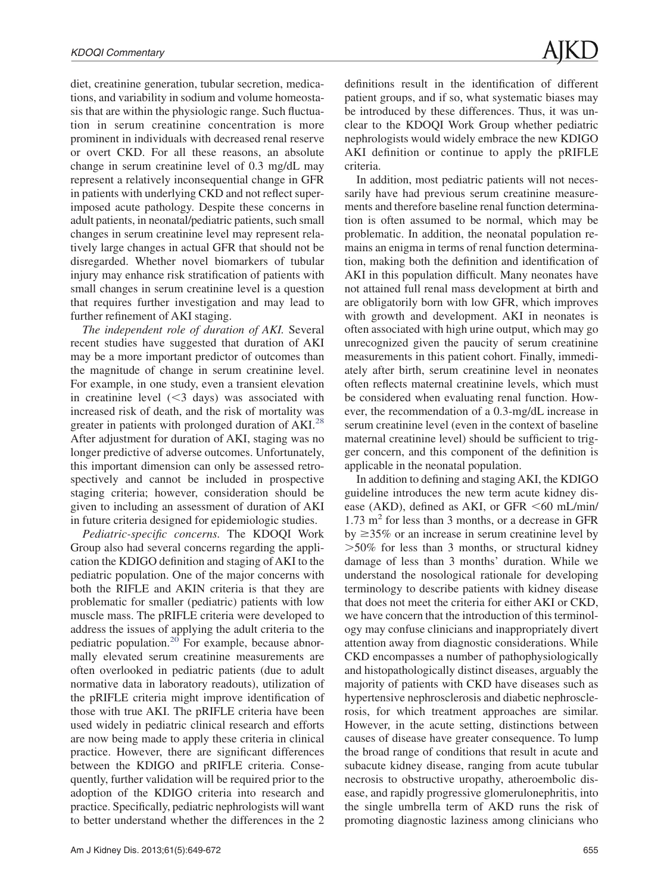diet, creatinine generation, tubular secretion, medications, and variability in sodium and volume homeostasis that are within the physiologic range. Such fluctuation in serum creatinine concentration is more prominent in individuals with decreased renal reserve or overt CKD. For all these reasons, an absolute change in serum creatinine level of 0.3 mg/dL may represent a relatively inconsequential change in GFR in patients with underlying CKD and not reflect superimposed acute pathology. Despite these concerns in adult patients, in neonatal/pediatric patients, such small changes in serum creatinine level may represent relatively large changes in actual GFR that should not be disregarded. Whether novel biomarkers of tubular injury may enhance risk stratification of patients with small changes in serum creatinine level is a question that requires further investigation and may lead to further refinement of AKI staging.

*The independent role of duration of AKI.* Several recent studies have suggested that duration of AKI may be a more important predictor of outcomes than the magnitude of change in serum creatinine level. For example, in one study, even a transient elevation in creatinine level (<3 days) was associated with increased risk of death, and the risk of mortality was greater in patients with prolonged duration of AKI.[28] After adjustment for duration of AKI, staging was no longer predictive of adverse outcomes. Unfortunately, this important dimension can only be assessed retrospectively and cannot be included in prospective staging criteria; however, consideration should be given to including an assessment of duration of AKI in future criteria designed for epidemiologic studies.

*Pediatric-specific concerns.* The KDOQI Work Group also had several concerns regarding the application the KDIGO definition and staging of AKI to the pediatric population. One of the major concerns with both the RIFLE and AKIN criteria is that they are problematic for smaller (pediatric) patients with low muscle mass. The pRIFLE criteria were developed to address the issues of applying the adult criteria to the pediatric population.[20] For example, because abnormally elevated serum creatinine measurements are often overlooked in pediatric patients (due to adult normative data in laboratory readouts), utilization of the pRIFLE criteria might improve identification of those with true AKI. The pRIFLE criteria have been used widely in pediatric clinical research and efforts are now being made to apply these criteria in clinical practice. However, there are significant differences between the KDIGO and pRIFLE criteria. Consequently, further validation will be required prior to the adoption of the KDIGO criteria into research and practice. Specifically, pediatric nephrologists will want to better understand whether the differences in the 2 definitions result in the identification of different patient groups, and if so, what systematic biases may be introduced by these differences. Thus, it was unclear to the KDOQI Work Group whether pediatric nephrologists would widely embrace the new KDIGO AKI definition or continue to apply the pRIFLE criteria.

In addition, most pediatric patients will not necessarily have had previous serum creatinine measurements and therefore baseline renal function determination is often assumed to be normal, which may be problematic. In addition, the neonatal population remains an enigma in terms of renal function determination, making both the definition and identification of AKI in this population difficult. Many neonates have not attained full renal mass development at birth and are obligatorily born with low GFR, which improves with growth and development. AKI in neonates is often associated with high urine output, which may go unrecognized given the paucity of serum creatinine measurements in this patient cohort. Finally, immediately after birth, serum creatinine level in neonates often reflects maternal creatinine levels, which must be considered when evaluating renal function. However, the recommendation of a 0.3-mg/dL increase in serum creatinine level (even in the context of baseline maternal creatinine level) should be sufficient to trigger concern, and this component of the definition is applicable in the neonatal population.

In addition to defining and staging AKI, the KDIGO guideline introduces the new term acute kidney disease (AKD), defined as AKI, or GFR <60 mL/min/1.73 $m^2$ for less than 3 months, or a decrease in GFR by ≥35% or an increase in serum creatinine level by >50% for less than 3 months, or structural kidney damage of less than 3 months' duration. While we understand the nosological rationale for developing terminology to describe patients with kidney disease that does not meet the criteria for either AKI or CKD, we have concern that the introduction of this terminology may confuse clinicians and inappropriately divert attention away from diagnostic considerations. While CKD encompasses a number of pathophysiologically and histopathologically distinct diseases, arguably the majority of patients with CKD have diseases such as hypertensive nephrosclerosis and diabetic nephrosclerosis, for which treatment approaches are similar. However, in the acute setting, distinctions between causes of disease have greater consequence. To lump the broad range of conditions that result in acute and subacute kidney disease, ranging from acute tubular necrosis to obstructive uropathy, atheroembolic disease, and rapidly progressive glomerulonephritis, into the single umbrella term of AKD runs the risk of promoting diagnostic laziness among clinicians who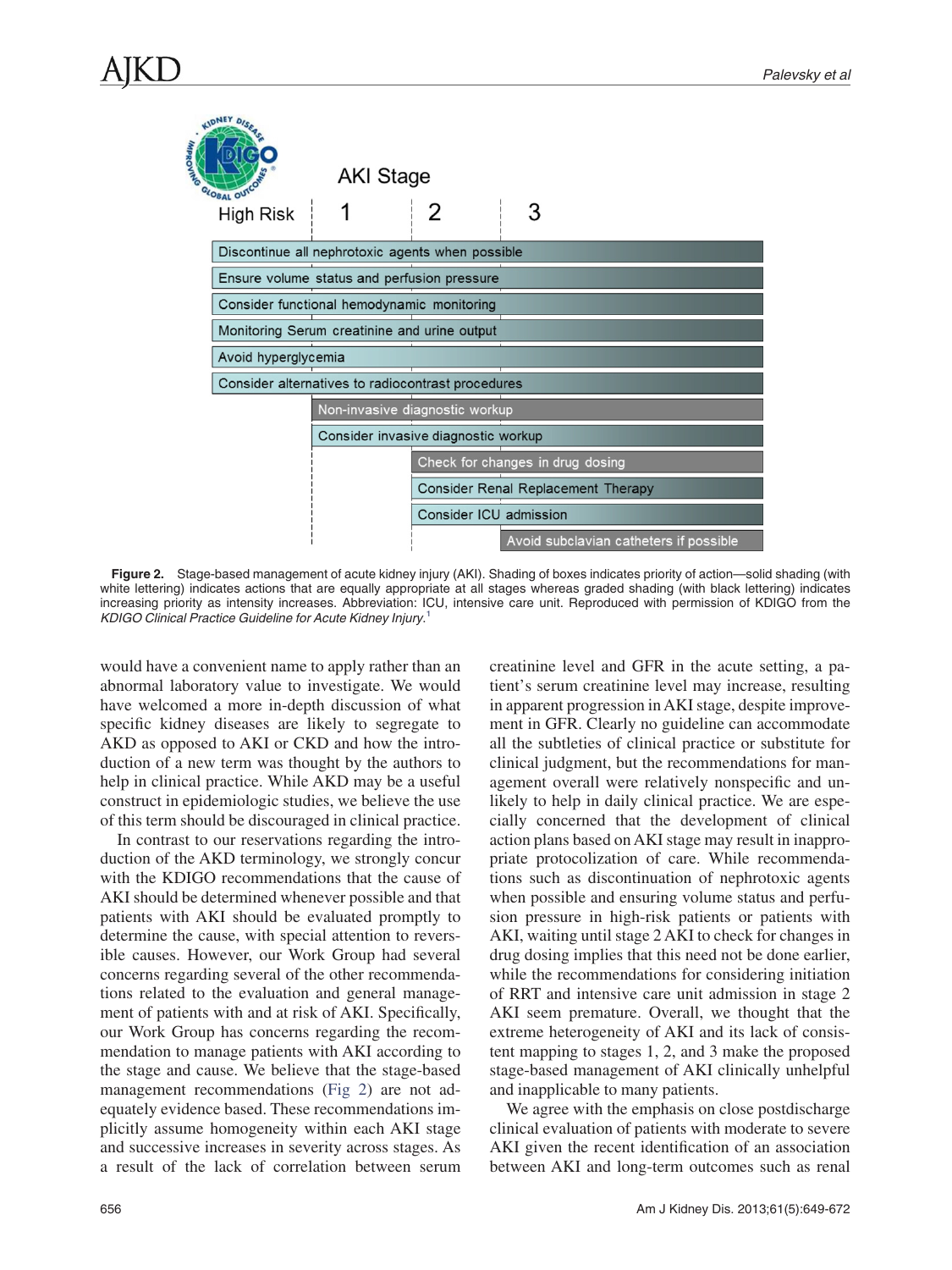KDIGO

AKI Stage

High Risk 1 2 3

Discontinue all nephrotoxic agents when possible

Ensure volume status and perfusion pressure

Consider functional hemodynamic monitoring

Monitoring Serum creatinine and urine output

Avoid hyperglycemia

Consider alternatives to radiocontrast procedures

Non-invasive diagnostic workup

Consider invasive diagnostic workup

Check for changes in drug dosing

Consider Renal Replacement Therapy

Consider ICU admission

Avoid subclavian catheters if possible

**Figure 2.** Stage-based management of acute kidney injury (AKI). Shading of boxes indicates priority of action—solid shading (with white lettering) indicates actions that are equally appropriate at all stages whereas graded shading (with black lettering) indicates increasing priority as intensity increases. Abbreviation: ICU, intensive care unit. Reproduced with permission of KDIGO from the *KDIGO Clinical Practice Guideline for Acute Kidney Injury*.[1]

would have a convenient name to apply rather than an abnormal laboratory value to investigate. We would have welcomed a more in-depth discussion of what specific kidney diseases are likely to segregate to AKD as opposed to AKI or CKD and how the introduction of a new term was thought by the authors to help in clinical practice. While AKD may be a useful construct in epidemiologic studies, we believe the use of this term should be discouraged in clinical practice.

In contrast to our reservations regarding the introduction of the AKD terminology, we strongly concur with the KDIGO recommendations that the cause of AKI should be determined whenever possible and that patients with AKI should be evaluated promptly to determine the cause, with special attention to reversible causes. However, our Work Group had several concerns regarding several of the other recommendations related to the evaluation and general management of patients with and at risk of AKI. Specifically, our Work Group has concerns regarding the recommendation to manage patients with AKI according to the stage and cause. We believe that the stage-based management recommendations (Fig 2) are not adequately evidence based. These recommendations implicitly assume homogeneity within each AKI stage and successive increases in severity across stages. As a result of the lack of correlation between serum creatinine level and GFR in the acute setting, a patient's serum creatinine level may increase, resulting in apparent progression in AKI stage, despite improvement in GFR. Clearly no guideline can accommodate all the subtleties of clinical practice or substitute for clinical judgment, but the recommendations for management overall were relatively nonspecific and unlikely to help in daily clinical practice. We are especially concerned that the development of clinical action plans based on AKI stage may result in inappropriate protocolization of care. While recommendations such as discontinuation of nephrotoxic agents when possible and ensuring volume status and perfusion pressure in high-risk patients or patients with AKI, waiting until stage 2 AKI to check for changes in drug dosing implies that this need not be done earlier, while the recommendations for considering initiation of RRT and intensive care unit admission in stage 2 AKI seem premature. Overall, we thought that the extreme heterogeneity of AKI and its lack of consistent mapping to stages 1, 2, and 3 make the proposed stage-based management of AKI clinically unhelpful and inapplicable to many patients.

We agree with the emphasis on close postdischarge clinical evaluation of patients with moderate to severe AKI given the recent identification of an association between AKI and long-term outcomes such as renal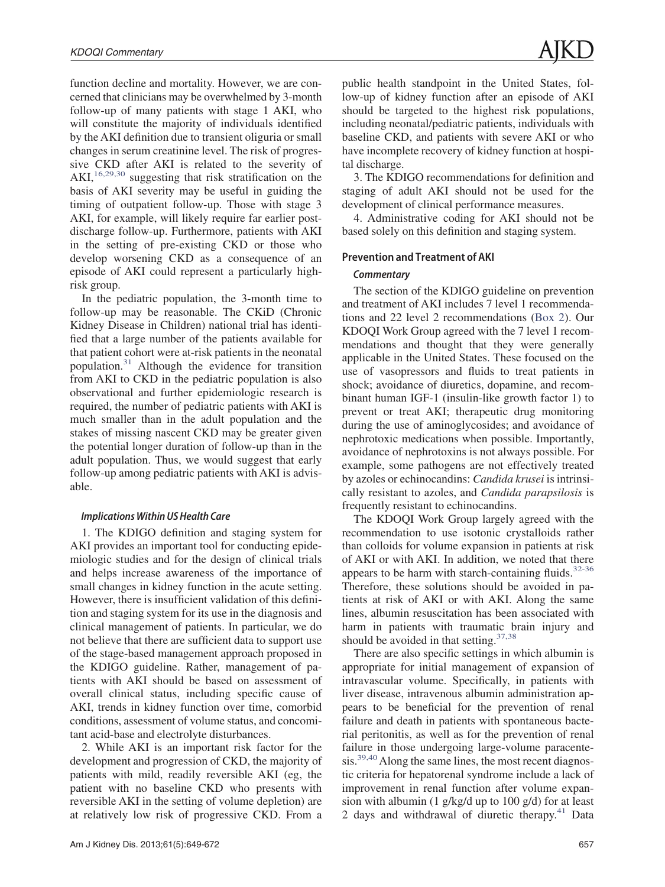function decline and mortality. However, we are concerned that clinicians may be overwhelmed by 3-month follow-up of many patients with stage 1 AKI, who will constitute the majority of individuals identified by the AKI definition due to transient oliguria or small changes in serum creatinine level. The risk of progressive CKD after AKI is related to the severity of AKI,[16,29,30] suggesting that risk stratification on the basis of AKI severity may be useful in guiding the timing of outpatient follow-up. Those with stage 3 AKI, for example, will likely require far earlier post-discharge follow-up. Furthermore, patients with AKI in the setting of pre-existing CKD or those who develop worsening CKD as a consequence of an episode of AKI could represent a particularly high-risk group.

In the pediatric population, the 3-month time to follow-up may be reasonable. The CKiD (Chronic Kidney Disease in Children) national trial has identified that a large number of the patients available for that patient cohort were at-risk patients in the neonatal population.[31] Although the evidence for transition from AKI to CKD in the pediatric population is also observational and further epidemiologic research is required, the number of pediatric patients with AKI is much smaller than in the adult population and the stakes of missing nascent CKD may be greater given the potential longer duration of follow-up than in the adult population. Thus, we would suggest that early follow-up among pediatric patients with AKI is advisable.

#### Implications Within US Health Care

1. The KDIGO definition and staging system for AKI provides an important tool for conducting epidemiologic studies and for the design of clinical trials and helps increase awareness of the importance of small changes in kidney function in the acute setting. However, there is insufficient validation of this definition and staging system for its use in the diagnosis and clinical management of patients. In particular, we do not believe that there are sufficient data to support use of the stage-based management approach proposed in the KDIGO guideline. Rather, management of patients with AKI should be based on assessment of overall clinical status, including specific cause of AKI, trends in kidney function over time, comorbid conditions, assessment of volume status, and concomitant acid-base and electrolyte disturbances.

2. While AKI is an important risk factor for the development and progression of CKD, the majority of patients with mild, readily reversible AKI (eg, the patient with no baseline CKD who presents with reversible AKI in the setting of volume depletion) are at relatively low risk of progressive CKD. From a public health standpoint in the United States, follow-up of kidney function after an episode of AKI should be targeted to the highest risk populations, including neonatal/pediatric patients, individuals with baseline CKD, and patients with severe AKI or who have incomplete recovery of kidney function at hospital discharge.

3. The KDIGO recommendations for definition and staging of adult AKI should not be used for the development of clinical performance measures.

4. Administrative coding for AKI should not be based solely on this definition and staging system.

### Prevention and Treatment of AKI

#### Commentary

The section of the KDIGO guideline on prevention and treatment of AKI includes 7 level 1 recommendations and 22 level 2 recommendations (Box 2). Our KDOQI Work Group agreed with the 7 level 1 recommendations and thought that they were generally applicable in the United States. These focused on the use of vasopressors and fluids to treat patients in shock; avoidance of diuretics, dopamine, and recombinant human IGF-1 (insulin-like growth factor 1) to prevent or treat AKI; therapeutic drug monitoring during the use of aminoglycosides; and avoidance of nephrotoxic medications when possible. Importantly, avoidance of nephrotoxins is not always possible. For example, some pathogens are not effectively treated by azoles or echinocandins: *Candida krusei* is intrinsically resistant to azoles, and *Candida parapsilosis* is frequently resistant to echinocandins.

The KDOQI Work Group largely agreed with the recommendation to use isotonic crystalloids rather than colloids for volume expansion in patients at risk of AKI or with AKI. In addition, we noted that there appears to be harm with starch-containing fluids.[32-36] Therefore, these solutions should be avoided in patients at risk of AKI or with AKI. Along the same lines, albumin resuscitation has been associated with harm in patients with traumatic brain injury and should be avoided in that setting.[37,38]

There are also specific settings in which albumin is appropriate for initial management of expansion of intravascular volume. Specifically, in patients with liver disease, intravenous albumin administration appears to be beneficial for the prevention of renal failure and death in patients with spontaneous bacterial peritonitis, as well as for the prevention of renal failure in those undergoing large-volume paracentesis.[39,40] Along the same lines, the most recent diagnostic criteria for hepatorenal syndrome include a lack of improvement in renal function after volume expansion with albumin (1 g/kg/d up to 100 g/d) for at least 2 days and withdrawal of diuretic therapy.[41] Data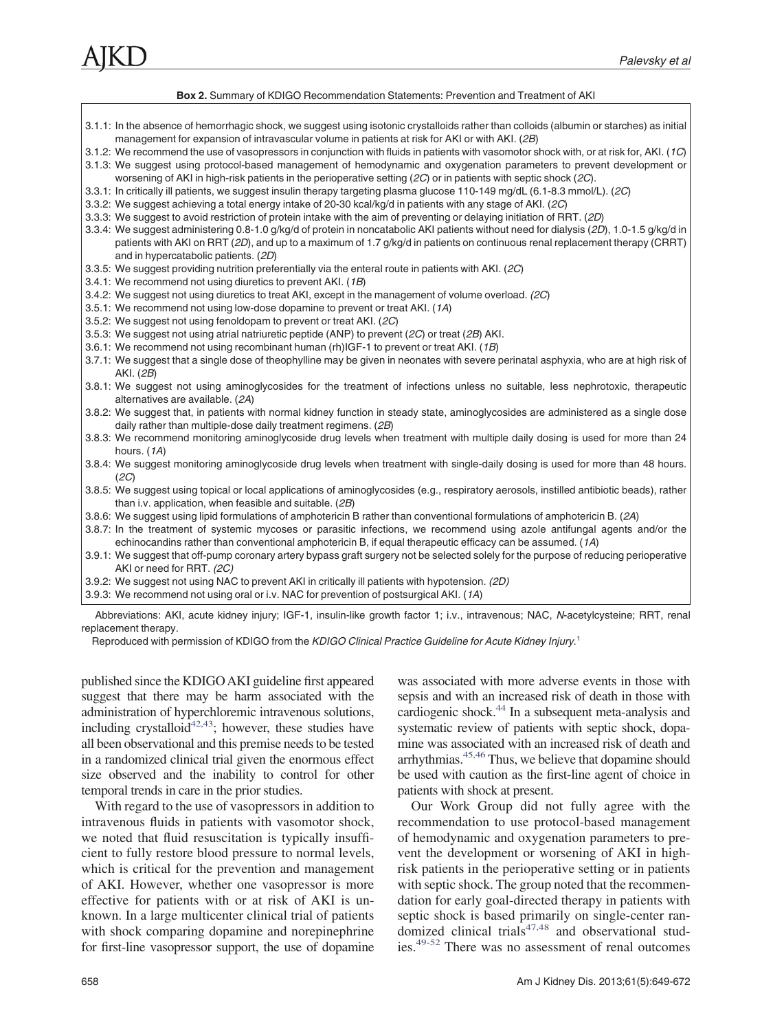**Box 2.** Summary of KDIGO Recommendation Statements: Prevention and Treatment of AKI

3.1.1: In the absence of hemorrhagic shock, we suggest using isotonic crystalloids rather than colloids (albumin or starches) as initial management for expansion of intravascular volume in patients at risk for AKI or with AKI. (*2B*)
3.1.2: We recommend the use of vasopressors in conjunction with fluids in patients with vasomotor shock with, or at risk for, AKI. (*1C*)
3.1.3: We suggest using protocol-based management of hemodynamic and oxygenation parameters to prevent development or worsening of AKI in high-risk patients in the perioperative setting (*2C*) or in patients with septic shock (*2C*).
3.3.1: In critically ill patients, we suggest insulin therapy targeting plasma glucose 110-149 mg/dL (6.1-8.3 mmol/L). (*2C*)
3.3.2: We suggest achieving a total energy intake of 20-30 kcal/kg/d in patients with any stage of AKI. (*2C*)
3.3.3: We suggest to avoid restriction of protein intake with the aim of preventing or delaying initiation of RRT. (*2D*)
3.3.4: We suggest administering 0.8-1.0 g/kg/d of protein in noncatabolic AKI patients without need for dialysis (*2D*), 1.0-1.5 g/kg/d in patients with AKI on RRT (*2D*), and up to a maximum of 1.7 g/kg/d in patients on continuous renal replacement therapy (CRRT) and in hypercatabolic patients. (*2D*)
3.3.5: We suggest providing nutrition preferentially via the enteral route in patients with AKI. (*2C*)
3.4.1: We recommend not using diuretics to prevent AKI. (*1B*)
3.4.2: We suggest not using diuretics to treat AKI, except in the management of volume overload. (*2C*)
3.5.1: We recommend not using low-dose dopamine to prevent or treat AKI. (*1A*)
3.5.2: We suggest not using fenoldopam to prevent or treat AKI. (*2C*)
3.5.3: We suggest not using atrial natriuretic peptide (ANP) to prevent (*2C*) or treat (*2B*) AKI.
3.6.1: We recommend not using recombinant human (rh)IGF-1 to prevent or treat AKI. (*1B*)
3.7.1: We suggest that a single dose of theophylline may be given in neonates with severe perinatal asphyxia, who are at high risk of AKI. (*2B*)
3.8.1: We suggest not using aminoglycosides for the treatment of infections unless no suitable, less nephrotoxic, therapeutic alternatives are available. (*2A*)
3.8.2: We suggest that, in patients with normal kidney function in steady state, aminoglycosides are administered as a single dose daily rather than multiple-dose daily treatment regimens. (*2B*)
3.8.3: We recommend monitoring aminoglycoside drug levels when treatment with multiple daily dosing is used for more than 24 hours. (*1A*)
3.8.4: We suggest monitoring aminoglycoside drug levels when treatment with single-daily dosing is used for more than 48 hours. (*2C*)
3.8.5: We suggest using topical or local applications of aminoglycosides (e.g., respiratory aerosols, instilled antibiotic beads), rather than i.v. application, when feasible and suitable. (*2B*)
3.8.6: We suggest using lipid formulations of amphotericin B rather than conventional formulations of amphotericin B. (*2A*)
3.8.7: In the treatment of systemic mycoses or parasitic infections, we recommend using azole antifungal agents and/or the echinocandins rather than conventional amphotericin B, if equal therapeutic efficacy can be assumed. (*1A*)
3.9.1: We suggest that off-pump coronary artery bypass graft surgery not be selected solely for the purpose of reducing perioperative AKI or need for RRT. *(2C)*
3.9.2: We suggest not using NAC to prevent AKI in critically ill patients with hypotension. *(2D)*
3.9.3: We recommend not using oral or i.v. NAC for prevention of postsurgical AKI. (*1A*)

Abbreviations: AKI, acute kidney injury; IGF-1, insulin-like growth factor 1; i.v., intravenous; NAC, *N*-acetylcysteine; RRT, renal replacement therapy.

Reproduced with permission of KDIGO from the *KDIGO Clinical Practice Guideline for Acute Kidney Injury*.[1]

published since the KDIGO AKI guideline first appeared suggest that there may be harm associated with the administration of hyperchloremic intravenous solutions, including crystalloid[42,43]; however, these studies have all been observational and this premise needs to be tested in a randomized clinical trial given the enormous effect size observed and the inability to control for other temporal trends in care in the prior studies.

With regard to the use of vasopressors in addition to intravenous fluids in patients with vasomotor shock, we noted that fluid resuscitation is typically insufficient to fully restore blood pressure to normal levels, which is critical for the prevention and management of AKI. However, whether one vasopressor is more effective for patients with or at risk of AKI is unknown. In a large multicenter clinical trial of patients with shock comparing dopamine and norepinephrine for first-line vasopressor support, the use of dopamine was associated with more adverse events in those with sepsis and with an increased risk of death in those with cardiogenic shock.[44] In a subsequent meta-analysis and systematic review of patients with septic shock, dopamine was associated with an increased risk of death and arrhythmias.[45,46] Thus, we believe that dopamine should be used with caution as the first-line agent of choice in patients with shock at present.

Our Work Group did not fully agree with the recommendation to use protocol-based management of hemodynamic and oxygenation parameters to prevent the development or worsening of AKI in high-risk patients in the perioperative setting or in patients with septic shock. The group noted that the recommendation for early goal-directed therapy in patients with septic shock is based primarily on single-center randomized clinical trials[47,48] and observational studies.[49-52] There was no assessment of renal outcomes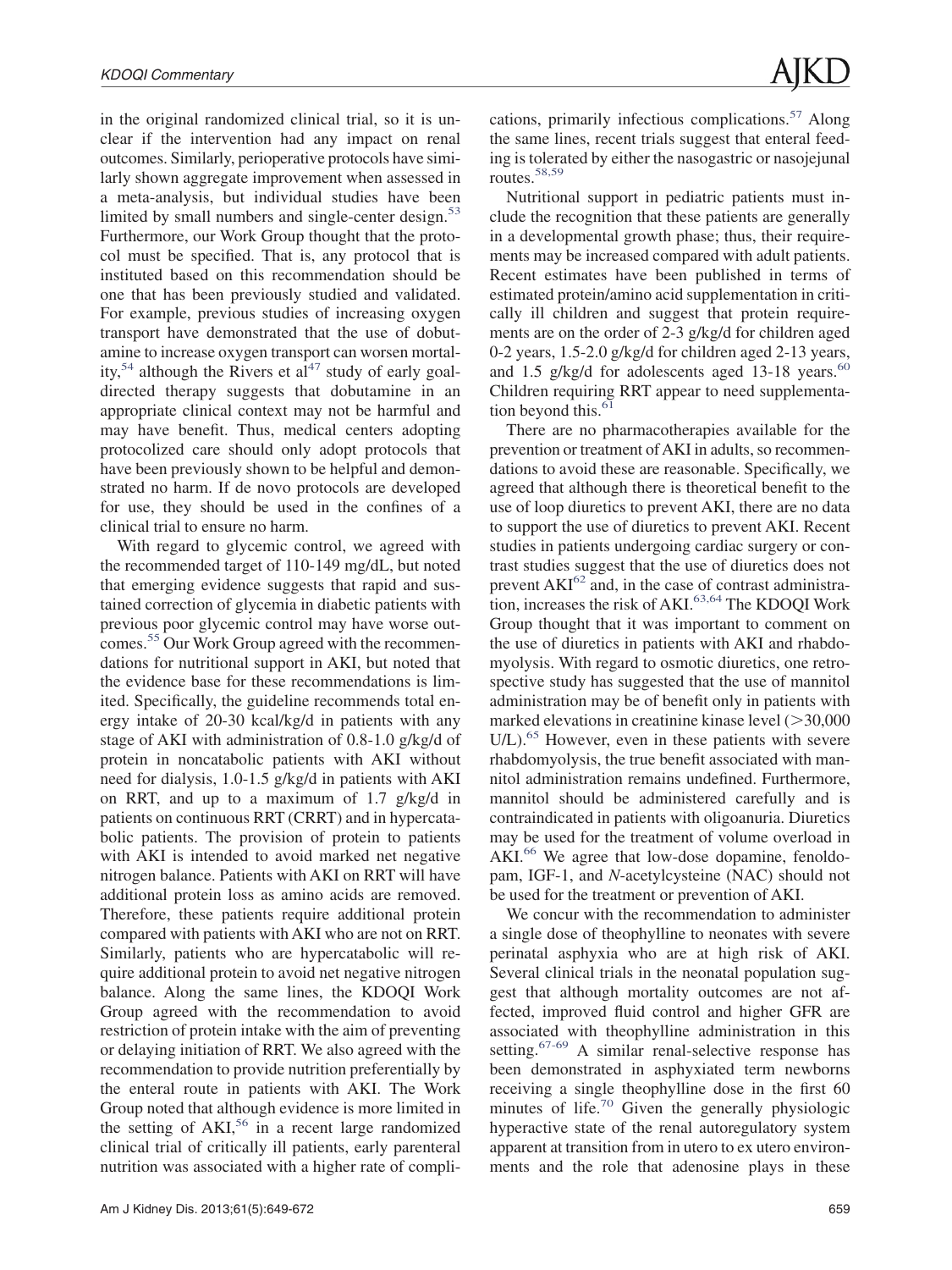in the original randomized clinical trial, so it is unclear if the intervention had any impact on renal outcomes. Similarly, perioperative protocols have similarly shown aggregate improvement when assessed in a meta-analysis, but individual studies have been limited by small numbers and single-center design.[53] Furthermore, our Work Group thought that the protocol must be specified. That is, any protocol that is instituted based on this recommendation should be one that has been previously studied and validated. For example, previous studies of increasing oxygen transport have demonstrated that the use of dobutamine to increase oxygen transport can worsen mortality,[54] although the Rivers et al[47] study of early goal-directed therapy suggests that dobutamine in an appropriate clinical context may not be harmful and may have benefit. Thus, medical centers adopting protocolized care should only adopt protocols that have been previously shown to be helpful and demonstrated no harm. If de novo protocols are developed for use, they should be used in the confines of a clinical trial to ensure no harm.

With regard to glycemic control, we agreed with the recommended target of 110-149 mg/dL, but noted that emerging evidence suggests that rapid and sustained correction of glycemia in diabetic patients with previous poor glycemic control may have worse outcomes.[55] Our Work Group agreed with the recommendations for nutritional support in AKI, but noted that the evidence base for these recommendations is limited. Specifically, the guideline recommends total energy intake of 20-30 kcal/kg/d in patients with any stage of AKI with administration of 0.8-1.0 g/kg/d of protein in noncatabolic patients with AKI without need for dialysis, 1.0-1.5 g/kg/d in patients with AKI on RRT, and up to a maximum of 1.7 g/kg/d in patients on continuous RRT (CRRT) and in hypercatabolic patients. The provision of protein to patients with AKI is intended to avoid marked net negative nitrogen balance. Patients with AKI on RRT will have additional protein loss as amino acids are removed. Therefore, these patients require additional protein compared with patients with AKI who are not on RRT. Similarly, patients who are hypercatabolic will require additional protein to avoid net negative nitrogen balance. Along the same lines, the KDOQI Work Group agreed with the recommendation to avoid restriction of protein intake with the aim of preventing or delaying initiation of RRT. We also agreed with the recommendation to provide nutrition preferentially by the enteral route in patients with AKI. The Work Group noted that although evidence is more limited in the setting of AKI,[56] in a recent large randomized clinical trial of critically ill patients, early parenteral nutrition was associated with a higher rate of complications, primarily infectious complications.[57] Along the same lines, recent trials suggest that enteral feeding is tolerated by either the nasogastric or nasojejunal routes.[58,59]

Nutritional support in pediatric patients must include the recognition that these patients are generally in a developmental growth phase; thus, their requirements may be increased compared with adult patients. Recent estimates have been published in terms of estimated protein/amino acid supplementation in critically ill children and suggest that protein requirements are on the order of 2-3 g/kg/d for children aged 0-2 years, 1.5-2.0 g/kg/d for children aged 2-13 years, and 1.5 g/kg/d for adolescents aged 13-18 years.[60] Children requiring RRT appear to need supplementation beyond this.[61]

There are no pharmacotherapies available for the prevention or treatment of AKI in adults, so recommendations to avoid these are reasonable. Specifically, we agreed that although there is theoretical benefit to the use of loop diuretics to prevent AKI, there are no data to support the use of diuretics to prevent AKI. Recent studies in patients undergoing cardiac surgery or contrast studies suggest that the use of diuretics does not prevent AKI[62] and, in the case of contrast administration, increases the risk of AKI.[63,64] The KDOQI Work Group thought that it was important to comment on the use of diuretics in patients with AKI and rhabdomyolysis. With regard to osmotic diuretics, one retrospective study has suggested that the use of mannitol administration may be of benefit only in patients with marked elevations in creatinine kinase level (>30,000 U/L).[65] However, even in these patients with severe rhabdomyolysis, the true benefit associated with mannitol administration remains undefined. Furthermore, mannitol should be administered carefully and is contraindicated in patients with oligoanuria. Diuretics may be used for the treatment of volume overload in AKI.[66] We agree that low-dose dopamine, fenoldopam, IGF-1, and *N*-acetylcysteine (NAC) should not be used for the treatment or prevention of AKI.

We concur with the recommendation to administer a single dose of theophylline to neonates with severe perinatal asphyxia who are at high risk of AKI. Several clinical trials in the neonatal population suggest that although mortality outcomes are not affected, improved fluid control and higher GFR are associated with theophylline administration in this setting.[67-69] A similar renal-selective response has been demonstrated in asphyxiated term newborns receiving a single theophylline dose in the first 60 minutes of life.[70] Given the generally physiologic hyperactive state of the renal autoregulatory system apparent at transition from in utero to ex utero environments and the role that adenosine plays in these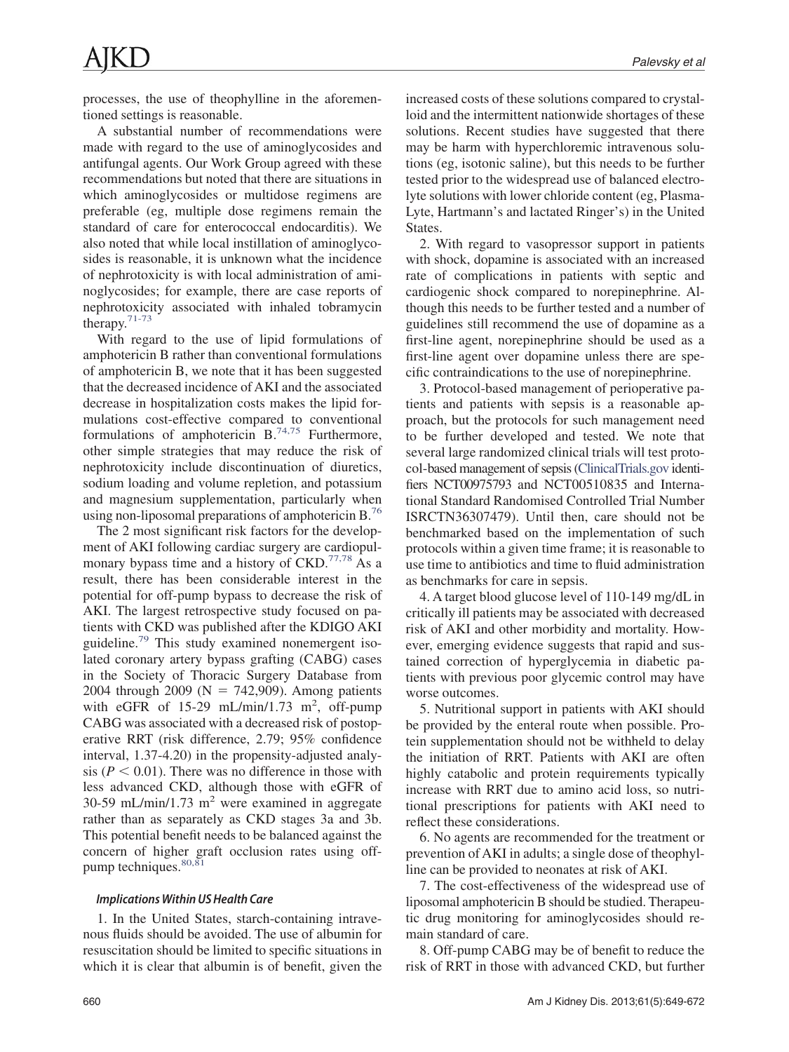processes, the use of theophylline in the aforementioned settings is reasonable.

A substantial number of recommendations were made with regard to the use of aminoglycosides and antifungal agents. Our Work Group agreed with these recommendations but noted that there are situations in which aminoglycosides or multidose regimens are preferable (eg, multiple dose regimens remain the standard of care for enterococcal endocarditis). We also noted that while local instillation of aminoglycosides is reasonable, it is unknown what the incidence of nephrotoxicity is with local administration of aminoglycosides; for example, there are case reports of nephrotoxicity associated with inhaled tobramycin therapy.[71-73]

With regard to the use of lipid formulations of amphotericin B rather than conventional formulations of amphotericin B, we note that it has been suggested that the decreased incidence of AKI and the associated decrease in hospitalization costs makes the lipid formulations cost-effective compared to conventional formulations of amphotericin B.[74,75] Furthermore, other simple strategies that may reduce the risk of nephrotoxicity include discontinuation of diuretics, sodium loading and volume repletion, and potassium and magnesium supplementation, particularly when using non-liposomal preparations of amphotericin B.[76]

The 2 most significant risk factors for the development of AKI following cardiac surgery are cardiopulmonary bypass time and a history of CKD.[77,78] As a result, there has been considerable interest in the potential for off-pump bypass to decrease the risk of AKI. The largest retrospective study focused on patients with CKD was published after the KDIGO AKI guideline.[79] This study examined nonemergent isolated coronary artery bypass grafting (CABG) cases in the Society of Thoracic Surgery Database from 2004 through 2009 (N = 742,909). Among patients with eGFR of 15-29 mL/min/1.73 $m^2$, off-pump CABG was associated with a decreased risk of postoperative RRT (risk difference, 2.79; 95% confidence interval, 1.37-4.20) in the propensity-adjusted analysis ($P < 0.01$). There was no difference in those with less advanced CKD, although those with eGFR of 30-59 mL/min/1.73 $m^2$ were examined in aggregate rather than as separately as CKD stages 3a and 3b. This potential benefit needs to be balanced against the concern of higher graft occlusion rates using off-pump techniques.[80,81]

#### Implications Within US Health Care

1. In the United States, starch-containing intravenous fluids should be avoided. The use of albumin for resuscitation should be limited to specific situations in which it is clear that albumin is of benefit, given the increased costs of these solutions compared to crystalloid and the intermittent nationwide shortages of these solutions. Recent studies have suggested that there may be harm with hyperchloremic intravenous solutions (eg, isotonic saline), but this needs to be further tested prior to the widespread use of balanced electrolyte solutions with lower chloride content (eg, Plasma-Lyte, Hartmann's and lactated Ringer's) in the United States.

2. With regard to vasopressor support in patients with shock, dopamine is associated with an increased rate of complications in patients with septic and cardiogenic shock compared to norepinephrine. Although this needs to be further tested and a number of guidelines still recommend the use of dopamine as a first-line agent, norepinephrine should be used as a first-line agent over dopamine unless there are specific contraindications to the use of norepinephrine.

3. Protocol-based management of perioperative patients and patients with sepsis is a reasonable approach, but the protocols for such management need to be further developed and tested. We note that several large randomized clinical trials will test protocol-based management of sepsis (ClinicalTrials.gov identifiers NCT00975793 and NCT00510835 and International Standard Randomised Controlled Trial Number ISRCTN36307479). Until then, care should not be benchmarked based on the implementation of such protocols within a given time frame; it is reasonable to use time to antibiotics and time to fluid administration as benchmarks for care in sepsis.

4. A target blood glucose level of 110-149 mg/dL in critically ill patients may be associated with decreased risk of AKI and other morbidity and mortality. However, emerging evidence suggests that rapid and sustained correction of hyperglycemia in diabetic patients with previous poor glycemic control may have worse outcomes.

5. Nutritional support in patients with AKI should be provided by the enteral route when possible. Protein supplementation should not be withheld to delay the initiation of RRT. Patients with AKI are often highly catabolic and protein requirements typically increase with RRT due to amino acid loss, so nutritional prescriptions for patients with AKI need to reflect these considerations.

6. No agents are recommended for the treatment or prevention of AKI in adults; a single dose of theophylline can be provided to neonates at risk of AKI.

7. The cost-effectiveness of the widespread use of liposomal amphotericin B should be studied. Therapeutic drug monitoring for aminoglycosides should remain standard of care.

8. Off-pump CABG may be of benefit to reduce the risk of RRT in those with advanced CKD, but further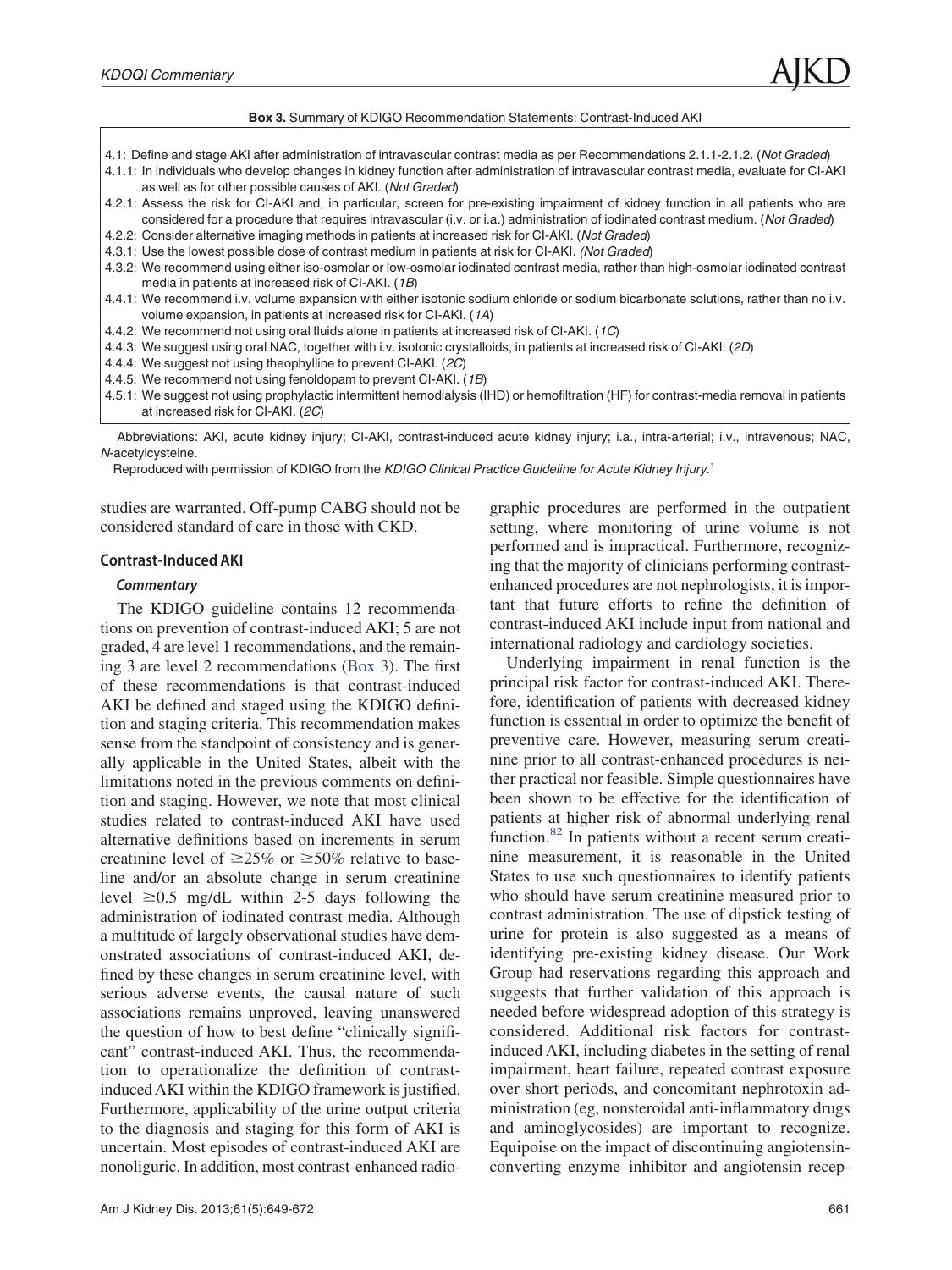**Box 3.** Summary of KDIGO Recommendation Statements: Contrast-Induced AKI

4.1: Define and stage AKI after administration of intravascular contrast media as per Recommendations 2.1.1-2.1.2. (*Not Graded*)

4.1.1: In individuals who develop changes in kidney function after administration of intravascular contrast media, evaluate for CI-AKI as well as for other possible causes of AKI. (*Not Graded*)

4.2.1: Assess the risk for CI-AKI and, in particular, screen for pre-existing impairment of kidney function in all patients who are considered for a procedure that requires intravascular (i.v. or i.a.) administration of iodinated contrast medium. (*Not Graded*)

4.2.2: Consider alternative imaging methods in patients at increased risk for CI-AKI. (*Not Graded*)

4.3.1: Use the lowest possible dose of contrast medium in patients at risk for CI-AKI. (*Not Graded*)

4.3.2: We recommend using either iso-osmolar or low-osmolar iodinated contrast media, rather than high-osmolar iodinated contrast media in patients at increased risk of CI-AKI. (*1B*)

4.4.1: We recommend i.v. volume expansion with either isotonic sodium chloride or sodium bicarbonate solutions, rather than no i.v. volume expansion, in patients at increased risk for CI-AKI. (*1A*)

4.4.2: We recommend not using oral fluids alone in patients at increased risk of CI-AKI. (*1C*)

4.4.3: We suggest using oral NAC, together with i.v. isotonic crystalloids, in patients at increased risk of CI-AKI. (*2D*)

4.4.4: We suggest not using theophylline to prevent CI-AKI. (*2C*)

4.4.5: We recommend not using fenoldopam to prevent CI-AKI. (*1B*)

4.5.1: We suggest not using prophylactic intermittent hemodialysis (IHD) or hemofiltration (HF) for contrast-media removal in patients at increased risk for CI-AKI. (*2C*)

Abbreviations: AKI, acute kidney injury; CI-AKI, contrast-induced acute kidney injury; i.a., intra-arterial; i.v., intravenous; NAC, *N*-acetylcysteine.

Reproduced with permission of KDIGO from the *KDIGO Clinical Practice Guideline for Acute Kidney Injury.*[1]

studies are warranted. Off-pump CABG should not be considered standard of care in those with CKD.

## Contrast-Induced AKI

### *Commentary*

The KDIGO guideline contains 12 recommendations on prevention of contrast-induced AKI; 5 are not graded, 4 are level 1 recommendations, and the remaining 3 are level 2 recommendations (Box 3). The first of these recommendations is that contrast-induced AKI be defined and staged using the KDIGO definition and staging criteria. This recommendation makes sense from the standpoint of consistency and is generally applicable in the United States, albeit with the limitations noted in the previous comments on definition and staging. However, we note that most clinical studies related to contrast-induced AKI have used alternative definitions based on increments in serum creatinine level of $\geq$25% or $\geq$50% relative to baseline and/or an absolute change in serum creatinine level $\geq$0.5 mg/dL within 2-5 days following the administration of iodinated contrast media. Although a multitude of largely observational studies have demonstrated associations of contrast-induced AKI, defined by these changes in serum creatinine level, with serious adverse events, the causal nature of such associations remains unproved, leaving unanswered the question of how to best define "clinically significant" contrast-induced AKI. Thus, the recommendation to operationalize the definition of contrast-induced AKI within the KDIGO framework is justified. Furthermore, applicability of the urine output criteria to the diagnosis and staging for this form of AKI is uncertain. Most episodes of contrast-induced AKI are nonoliguric. In addition, most contrast-enhanced radiographic procedures are performed in the outpatient setting, where monitoring of urine volume is not performed and is impractical. Furthermore, recognizing that the majority of clinicians performing contrast-enhanced procedures are not nephrologists, it is important that future efforts to refine the definition of contrast-induced AKI include input from national and international radiology and cardiology societies.

Underlying impairment in renal function is the principal risk factor for contrast-induced AKI. Therefore, identification of patients with decreased kidney function is essential in order to optimize the benefit of preventive care. However, measuring serum creatinine prior to all contrast-enhanced procedures is neither practical nor feasible. Simple questionnaires have been shown to be effective for the identification of patients at higher risk of abnormal underlying renal function.[82] In patients without a recent serum creatinine measurement, it is reasonable in the United States to use such questionnaires to identify patients who should have serum creatinine measured prior to contrast administration. The use of dipstick testing of urine for protein is also suggested as a means of identifying pre-existing kidney disease. Our Work Group had reservations regarding this approach and suggests that further validation of this approach is needed before widespread adoption of this strategy is considered. Additional risk factors for contrast-induced AKI, including diabetes in the setting of renal impairment, heart failure, repeated contrast exposure over short periods, and concomitant nephrotoxin administration (eg, nonsteroidal anti-inflammatory drugs and aminoglycosides) are important to recognize. Equipoise on the impact of discontinuing angiotensin-converting enzyme–inhibitor and angiotensin recep-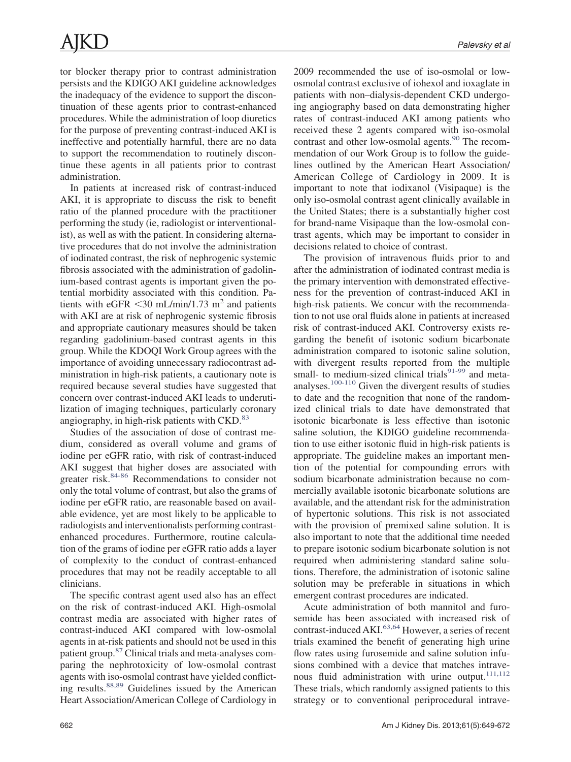tor blocker therapy prior to contrast administration persists and the KDIGO AKI guideline acknowledges the inadequacy of the evidence to support the discontinuation of these agents prior to contrast-enhanced procedures. While the administration of loop diuretics for the purpose of preventing contrast-induced AKI is ineffective and potentially harmful, there are no data to support the recommendation to routinely discontinue these agents in all patients prior to contrast administration.

In patients at increased risk of contrast-induced AKI, it is appropriate to discuss the risk to benefit ratio of the planned procedure with the practitioner performing the study (ie, radiologist or interventionalist), as well as with the patient. In considering alternative procedures that do not involve the administration of iodinated contrast, the risk of nephrogenic systemic fibrosis associated with the administration of gadolinium-based contrast agents is important given the potential morbidity associated with this condition. Patients with eGFR $<30$ mL/min/1.73 m$^2$ and patients with AKI are at risk of nephrogenic systemic fibrosis and appropriate cautionary measures should be taken regarding gadolinium-based contrast agents in this group. While the KDOQI Work Group agrees with the importance of avoiding unnecessary radiocontrast administration in high-risk patients, a cautionary note is required because several studies have suggested that concern over contrast-induced AKI leads to underutilization of imaging techniques, particularly coronary angiography, in high-risk patients with CKD.[83]

Studies of the association of dose of contrast medium, considered as overall volume and grams of iodine per eGFR ratio, with risk of contrast-induced AKI suggest that higher doses are associated with greater risk.[84-86] Recommendations to consider not only the total volume of contrast, but also the grams of iodine per eGFR ratio, are reasonable based on available evidence, yet are most likely to be applicable to radiologists and interventionalists performing contrast-enhanced procedures. Furthermore, routine calculation of the grams of iodine per eGFR ratio adds a layer of complexity to the conduct of contrast-enhanced procedures that may not be readily acceptable to all clinicians.

The specific contrast agent used also has an effect on the risk of contrast-induced AKI. High-osmolal contrast media are associated with higher rates of contrast-induced AKI compared with low-osmolal agents in at-risk patients and should not be used in this patient group.[87] Clinical trials and meta-analyses comparing the nephrotoxicity of low-osmolal contrast agents with iso-osmolal contrast have yielded conflicting results.[88,89] Guidelines issued by the American Heart Association/American College of Cardiology in 2009 recommended the use of iso-osmolal or low-osmolal contrast exclusive of iohexol and ioxaglate in patients with non–dialysis-dependent CKD undergoing angiography based on data demonstrating higher rates of contrast-induced AKI among patients who received these 2 agents compared with iso-osmolal contrast and other low-osmolal agents.[90] The recommendation of our Work Group is to follow the guidelines outlined by the American Heart Association/American College of Cardiology in 2009. It is important to note that iodixanol (Visipaque) is the only iso-osmolal contrast agent clinically available in the United States; there is a substantially higher cost for brand-name Visipaque than the low-osmolal contrast agents, which may be important to consider in decisions related to choice of contrast.

The provision of intravenous fluids prior to and after the administration of iodinated contrast media is the primary intervention with demonstrated effectiveness for the prevention of contrast-induced AKI in high-risk patients. We concur with the recommendation to not use oral fluids alone in patients at increased risk of contrast-induced AKI. Controversy exists regarding the benefit of isotonic sodium bicarbonate administration compared to isotonic saline solution, with divergent results reported from the multiple small- to medium-sized clinical trials[91-99] and meta-analyses.[100-110] Given the divergent results of studies to date and the recognition that none of the randomized clinical trials to date have demonstrated that isotonic bicarbonate is less effective than isotonic saline solution, the KDIGO guideline recommendation to use either isotonic fluid in high-risk patients is appropriate. The guideline makes an important mention of the potential for compounding errors with sodium bicarbonate administration because no commercially available isotonic bicarbonate solutions are available, and the attendant risk for the administration of hypertonic solutions. This risk is not associated with the provision of premixed saline solution. It is also important to note that the additional time needed to prepare isotonic sodium bicarbonate solution is not required when administering standard saline solutions. Therefore, the administration of isotonic saline solution may be preferable in situations in which emergent contrast procedures are indicated.

Acute administration of both mannitol and furosemide has been associated with increased risk of contrast-induced AKI.[63,64] However, a series of recent trials examined the benefit of generating high urine flow rates using furosemide and saline solution infusions combined with a device that matches intravenous fluid administration with urine output.[111,112] These trials, which randomly assigned patients to this strategy or to conventional periprocedural intrave-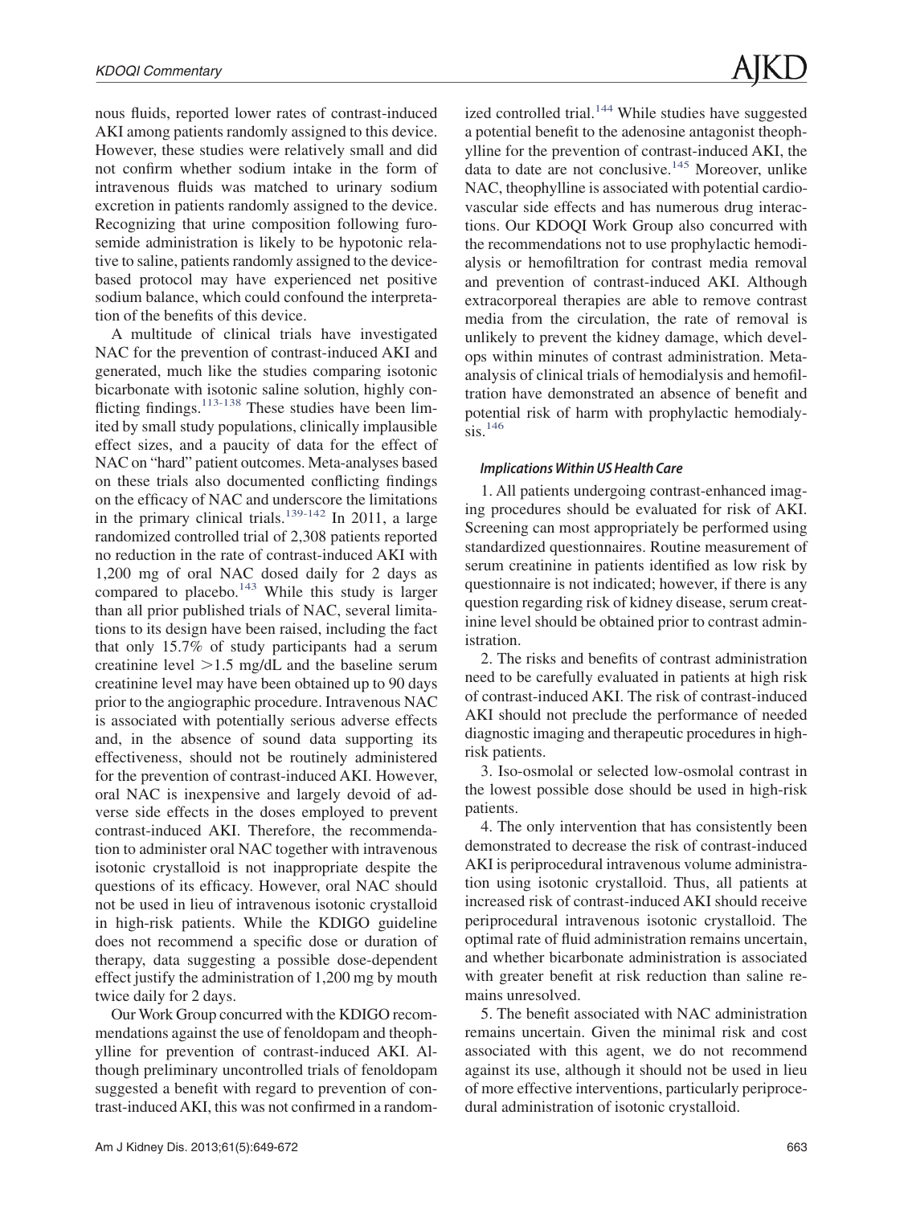nous fluids, reported lower rates of contrast-induced AKI among patients randomly assigned to this device. However, these studies were relatively small and did not confirm whether sodium intake in the form of intravenous fluids was matched to urinary sodium excretion in patients randomly assigned to the device. Recognizing that urine composition following furosemide administration is likely to be hypotonic relative to saline, patients randomly assigned to the device-based protocol may have experienced net positive sodium balance, which could confound the interpretation of the benefits of this device.

A multitude of clinical trials have investigated NAC for the prevention of contrast-induced AKI and generated, much like the studies comparing isotonic bicarbonate with isotonic saline solution, highly conflicting findings.[113-138] These studies have been limited by small study populations, clinically implausible effect sizes, and a paucity of data for the effect of NAC on "hard" patient outcomes. Meta-analyses based on these trials also documented conflicting findings on the efficacy of NAC and underscore the limitations in the primary clinical trials.[139-142] In 2011, a large randomized controlled trial of 2,308 patients reported no reduction in the rate of contrast-induced AKI with 1,200 mg of oral NAC dosed daily for 2 days as compared to placebo.[143] While this study is larger than all prior published trials of NAC, several limitations to its design have been raised, including the fact that only 15.7% of study participants had a serum creatinine level >1.5 mg/dL and the baseline serum creatinine level may have been obtained up to 90 days prior to the angiographic procedure. Intravenous NAC is associated with potentially serious adverse effects and, in the absence of sound data supporting its effectiveness, should not be routinely administered for the prevention of contrast-induced AKI. However, oral NAC is inexpensive and largely devoid of adverse side effects in the doses employed to prevent contrast-induced AKI. Therefore, the recommendation to administer oral NAC together with intravenous isotonic crystalloid is not inappropriate despite the questions of its efficacy. However, oral NAC should not be used in lieu of intravenous isotonic crystalloid in high-risk patients. While the KDIGO guideline does not recommend a specific dose or duration of therapy, data suggesting a possible dose-dependent effect justify the administration of 1,200 mg by mouth twice daily for 2 days.

Our Work Group concurred with the KDIGO recommendations against the use of fenoldopam and theophylline for prevention of contrast-induced AKI. Although preliminary uncontrolled trials of fenoldopam suggested a benefit with regard to prevention of contrast-induced AKI, this was not confirmed in a randomized controlled trial.[144] While studies have suggested a potential benefit to the adenosine antagonist theophylline for the prevention of contrast-induced AKI, the data to date are not conclusive.[145] Moreover, unlike NAC, theophylline is associated with potential cardiovascular side effects and has numerous drug interactions. Our KDOQI Work Group also concurred with the recommendations not to use prophylactic hemodialysis or hemofiltration for contrast media removal and prevention of contrast-induced AKI. Although extracorporeal therapies are able to remove contrast media from the circulation, the rate of removal is unlikely to prevent the kidney damage, which develops within minutes of contrast administration. Meta-analysis of clinical trials of hemodialysis and hemofiltration have demonstrated an absence of benefit and potential risk of harm with prophylactic hemodialysis.[146]

#### *Implications Within US Health Care*

1. All patients undergoing contrast-enhanced imaging procedures should be evaluated for risk of AKI. Screening can most appropriately be performed using standardized questionnaires. Routine measurement of serum creatinine in patients identified as low risk by questionnaire is not indicated; however, if there is any question regarding risk of kidney disease, serum creatinine level should be obtained prior to contrast administration.

2. The risks and benefits of contrast administration need to be carefully evaluated in patients at high risk of contrast-induced AKI. The risk of contrast-induced AKI should not preclude the performance of needed diagnostic imaging and therapeutic procedures in high-risk patients.

3. Iso-osmolal or selected low-osmolal contrast in the lowest possible dose should be used in high-risk patients.

4. The only intervention that has consistently been demonstrated to decrease the risk of contrast-induced AKI is periprocedural intravenous volume administration using isotonic crystalloid. Thus, all patients at increased risk of contrast-induced AKI should receive periprocedural intravenous isotonic crystalloid. The optimal rate of fluid administration remains uncertain, and whether bicarbonate administration is associated with greater benefit at risk reduction than saline remains unresolved.

5. The benefit associated with NAC administration remains uncertain. Given the minimal risk and cost associated with this agent, we do not recommend against its use, although it should not be used in lieu of more effective interventions, particularly periprocedural administration of isotonic crystalloid.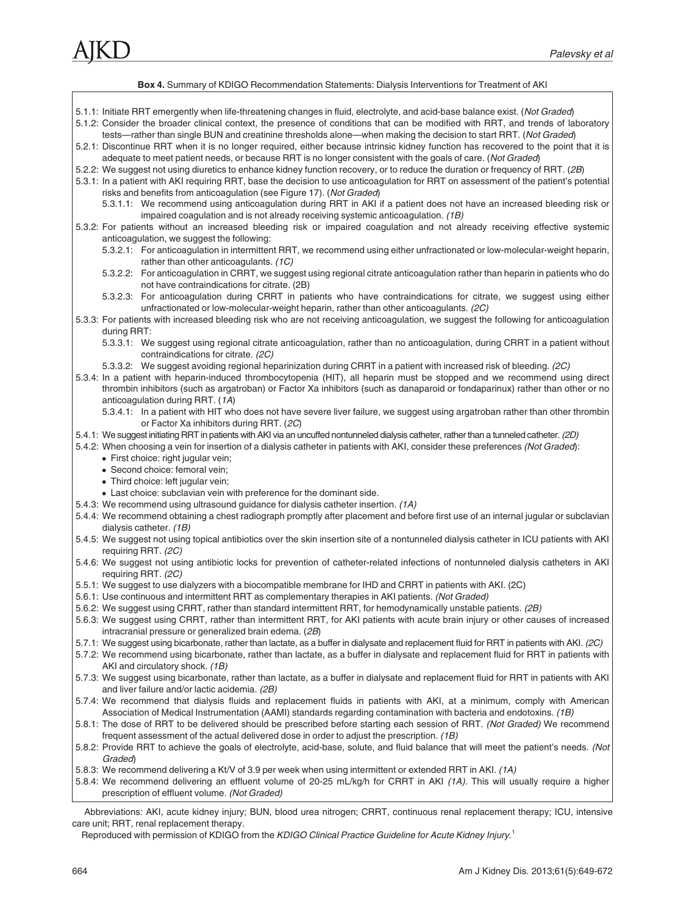**Box 4.** Summary of KDIGO Recommendation Statements: Dialysis Interventions for Treatment of AKI

5.1.1: Initiate RRT emergently when life-threatening changes in fluid, electrolyte, and acid-base balance exist. (*Not Graded*)

5.1.2: Consider the broader clinical context, the presence of conditions that can be modified with RRT, and trends of laboratory tests—rather than single BUN and creatinine thresholds alone—when making the decision to start RRT. (*Not Graded*)

5.2.1: Discontinue RRT when it is no longer required, either because intrinsic kidney function has recovered to the point that it is adequate to meet patient needs, or because RRT is no longer consistent with the goals of care. (*Not Graded*)

5.2.2: We suggest not using diuretics to enhance kidney function recovery, or to reduce the duration or frequency of RRT. (*2B*)

5.3.1: In a patient with AKI requiring RRT, base the decision to use anticoagulation for RRT on assessment of the patient's potential risks and benefits from anticoagulation (see Figure 17). (*Not Graded*)

- 5.3.1.1: We recommend using anticoagulation during RRT in AKI if a patient does not have an increased bleeding risk or impaired coagulation and is not already receiving systemic anticoagulation. *(1B)*

5.3.2: For patients without an increased bleeding risk or impaired coagulation and not already receiving effective systemic anticoagulation, we suggest the following:

- 5.3.2.1: For anticoagulation in intermittent RRT, we recommend using either unfractionated or low-molecular-weight heparin, rather than other anticoagulants. *(1C)*
- 5.3.2.2: For anticoagulation in CRRT, we suggest using regional citrate anticoagulation rather than heparin in patients who do not have contraindications for citrate. (2B)
- 5.3.2.3: For anticoagulation during CRRT in patients who have contraindications for citrate, we suggest using either unfractionated or low-molecular-weight heparin, rather than other anticoagulants. *(2C)*

5.3.3: For patients with increased bleeding risk who are not receiving anticoagulation, we suggest the following for anticoagulation during RRT:

- 5.3.3.1: We suggest using regional citrate anticoagulation, rather than no anticoagulation, during CRRT in a patient without contraindications for citrate. *(2C)*
- 5.3.3.2: We suggest avoiding regional heparinization during CRRT in a patient with increased risk of bleeding. *(2C)*

5.3.4: In a patient with heparin-induced thrombocytopenia (HIT), all heparin must be stopped and we recommend using direct thrombin inhibitors (such as argatroban) or Factor Xa inhibitors (such as danaparoid or fondaparinux) rather than other or no anticoagulation during RRT. (*1A*)

- 5.3.4.1: In a patient with HIT who does not have severe liver failure, we suggest using argatroban rather than other thrombin or Factor Xa inhibitors during RRT. (*2C*)

5.4.1: We suggest initiating RRT in patients with AKI via an uncuffed nontunneled dialysis catheter, rather than a tunneled catheter. *(2D)*

5.4.2: When choosing a vein for insertion of a dialysis catheter in patients with AKI, consider these preferences *(Not Graded)*:

- First choice: right jugular vein;
- Second choice: femoral vein;
- Third choice: left jugular vein;
- Last choice: subclavian vein with preference for the dominant side.

5.4.3: We recommend using ultrasound guidance for dialysis catheter insertion. *(1A)*

5.4.4: We recommend obtaining a chest radiograph promptly after placement and before first use of an internal jugular or subclavian dialysis catheter. *(1B)*

5.4.5: We suggest not using topical antibiotics over the skin insertion site of a nontunneled dialysis catheter in ICU patients with AKI requiring RRT. *(2C)*

5.4.6: We suggest not using antibiotic locks for prevention of catheter-related infections of nontunneled dialysis catheters in AKI requiring RRT. *(2C)*

5.5.1: We suggest to use dialyzers with a biocompatible membrane for IHD and CRRT in patients with AKI. (2C)

5.6.1: Use continuous and intermittent RRT as complementary therapies in AKI patients. *(Not Graded)*

5.6.2: We suggest using CRRT, rather than standard intermittent RRT, for hemodynamically unstable patients. *(2B)*

5.6.3: We suggest using CRRT, rather than intermittent RRT, for AKI patients with acute brain injury or other causes of increased intracranial pressure or generalized brain edema. (*2B*)

5.7.1: We suggest using bicarbonate, rather than lactate, as a buffer in dialysate and replacement fluid for RRT in patients with AKI. *(2C)*

5.7.2: We recommend using bicarbonate, rather than lactate, as a buffer in dialysate and replacement fluid for RRT in patients with AKI and circulatory shock. *(1B)*

5.7.3: We suggest using bicarbonate, rather than lactate, as a buffer in dialysate and replacement fluid for RRT in patients with AKI and liver failure and/or lactic acidemia. *(2B)*

5.7.4: We recommend that dialysis fluids and replacement fluids in patients with AKI, at a minimum, comply with American Association of Medical Instrumentation (AAMI) standards regarding contamination with bacteria and endotoxins. *(1B)*

5.8.1: The dose of RRT to be delivered should be prescribed before starting each session of RRT. *(Not Graded)* We recommend frequent assessment of the actual delivered dose in order to adjust the prescription. *(1B)*

5.8.2: Provide RRT to achieve the goals of electrolyte, acid-base, solute, and fluid balance that will meet the patient's needs. *(Not Graded)*

5.8.3: We recommend delivering a Kt/V of 3.9 per week when using intermittent or extended RRT in AKI. *(1A)*

5.8.4: We recommend delivering an effluent volume of 20-25 mL/kg/h for CRRT in AKI *(1A)*. This will usually require a higher prescription of effluent volume. *(Not Graded)*

Abbreviations: AKI, acute kidney injury; BUN, blood urea nitrogen; CRRT, continuous renal replacement therapy; ICU, intensive care unit; RRT, renal replacement therapy.

Reproduced with permission of KDIGO from the *KDIGO Clinical Practice Guideline for Acute Kidney Injury*.[1]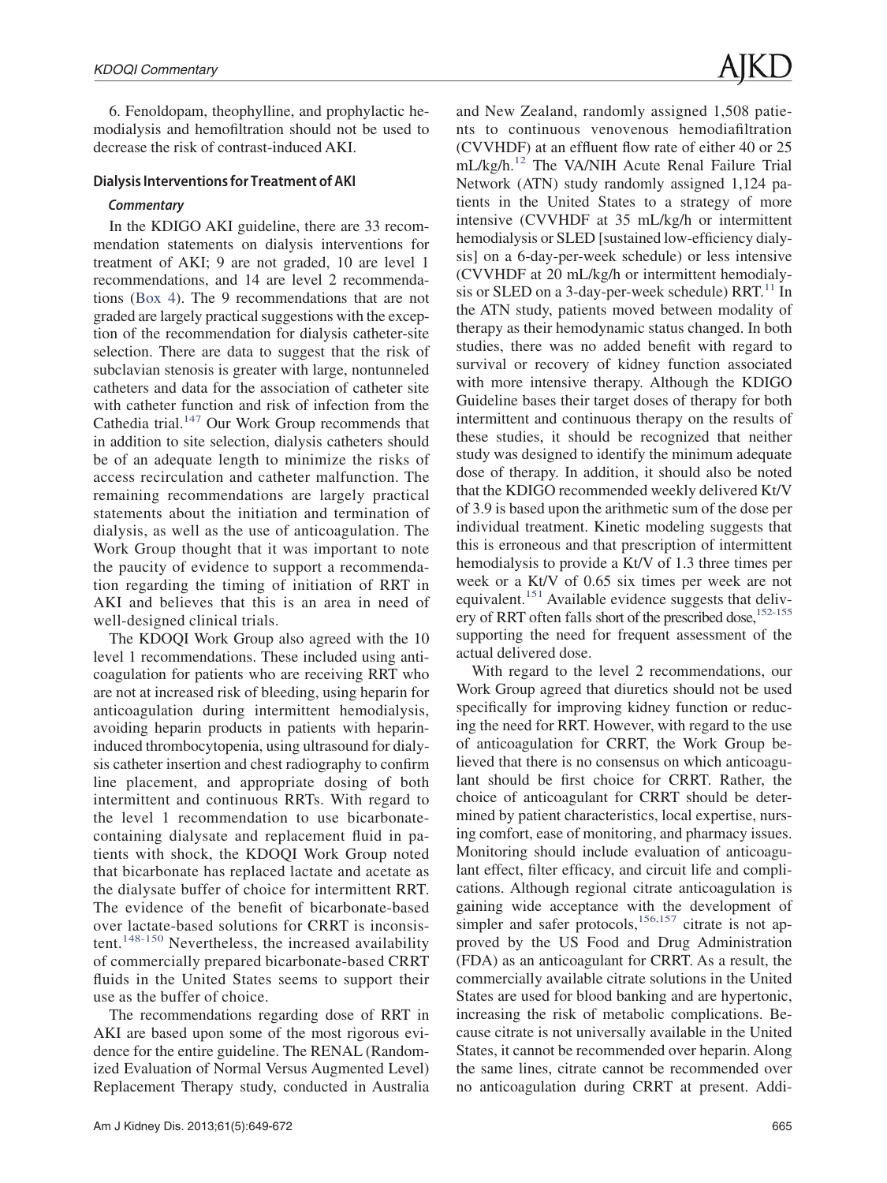6. Fenoldopam, theophylline, and prophylactic hemodialysis and hemofiltration should not be used to decrease the risk of contrast-induced AKI.

### Dialysis Interventions for Treatment of AKI

#### *Commentary*

In the KDIGO AKI guideline, there are 33 recommendation statements on dialysis interventions for treatment of AKI; 9 are not graded, 10 are level 1 recommendations, and 14 are level 2 recommendations (Box 4). The 9 recommendations that are not graded are largely practical suggestions with the exception of the recommendation for dialysis catheter-site selection. There are data to suggest that the risk of subclavian stenosis is greater with large, nontunneled catheters and data for the association of catheter site with catheter function and risk of infection from the Cathedia trial.[147] Our Work Group recommends that in addition to site selection, dialysis catheters should be of an adequate length to minimize the risks of access recirculation and catheter malfunction. The remaining recommendations are largely practical statements about the initiation and termination of dialysis, as well as the use of anticoagulation. The Work Group thought that it was important to note the paucity of evidence to support a recommendation regarding the timing of initiation of RRT in AKI and believes that this is an area in need of well-designed clinical trials.

The KDOQI Work Group also agreed with the 10 level 1 recommendations. These included using anticoagulation for patients who are receiving RRT who are not at increased risk of bleeding, using heparin for anticoagulation during intermittent hemodialysis, avoiding heparin products in patients with heparin-induced thrombocytopenia, using ultrasound for dialysis catheter insertion and chest radiography to confirm line placement, and appropriate dosing of both intermittent and continuous RRTs. With regard to the level 1 recommendation to use bicarbonate-containing dialysate and replacement fluid in patients with shock, the KDOQI Work Group noted that bicarbonate has replaced lactate and acetate as the dialysate buffer of choice for intermittent RRT. The evidence of the benefit of bicarbonate-based over lactate-based solutions for CRRT is inconsistent.[148-150] Nevertheless, the increased availability of commercially prepared bicarbonate-based CRRT fluids in the United States seems to support their use as the buffer of choice.

The recommendations regarding dose of RRT in AKI are based upon some of the most rigorous evidence for the entire guideline. The RENAL (Randomized Evaluation of Normal Versus Augmented Level) Replacement Therapy study, conducted in Australia and New Zealand, randomly assigned 1,508 patients to continuous venovenous hemodiafiltration (CVVHDF) at an effluent flow rate of either 40 or 25 mL/kg/h.[12] The VA/NIH Acute Renal Failure Trial Network (ATN) study randomly assigned 1,124 patients in the United States to a strategy of more intensive (CVVHDF at 35 mL/kg/h or intermittent hemodialysis or SLED [sustained low-efficiency dialysis] on a 6-day-per-week schedule) or less intensive (CVVHDF at 20 mL/kg/h or intermittent hemodialysis or SLED on a 3-day-per-week schedule) RRT.[11] In the ATN study, patients moved between modality of therapy as their hemodynamic status changed. In both studies, there was no added benefit with regard to survival or recovery of kidney function associated with more intensive therapy. Although the KDIGO Guideline bases their target doses of therapy for both intermittent and continuous therapy on the results of these studies, it should be recognized that neither study was designed to identify the minimum adequate dose of therapy. In addition, it should also be noted that the KDIGO recommended weekly delivered Kt/V of 3.9 is based upon the arithmetic sum of the dose per individual treatment. Kinetic modeling suggests that this is erroneous and that prescription of intermittent hemodialysis to provide a Kt/V of 1.3 three times per week or a Kt/V of 0.65 six times per week are not equivalent.[151] Available evidence suggests that delivery of RRT often falls short of the prescribed dose,[152-155] supporting the need for frequent assessment of the actual delivered dose.

With regard to the level 2 recommendations, our Work Group agreed that diuretics should not be used specifically for improving kidney function or reducing the need for RRT. However, with regard to the use of anticoagulation for CRRT, the Work Group believed that there is no consensus on which anticoagulant should be first choice for CRRT. Rather, the choice of anticoagulant for CRRT should be determined by patient characteristics, local expertise, nursing comfort, ease of monitoring, and pharmacy issues. Monitoring should include evaluation of anticoagulant effect, filter efficacy, and circuit life and complications. Although regional citrate anticoagulation is gaining wide acceptance with the development of simpler and safer protocols,[156,157] citrate is not approved by the US Food and Drug Administration (FDA) as an anticoagulant for CRRT. As a result, the commercially available citrate solutions in the United States are used for blood banking and are hypertonic, increasing the risk of metabolic complications. Because citrate is not universally available in the United States, it cannot be recommended over heparin. Along the same lines, citrate cannot be recommended over no anticoagulation during CRRT at present. Addi-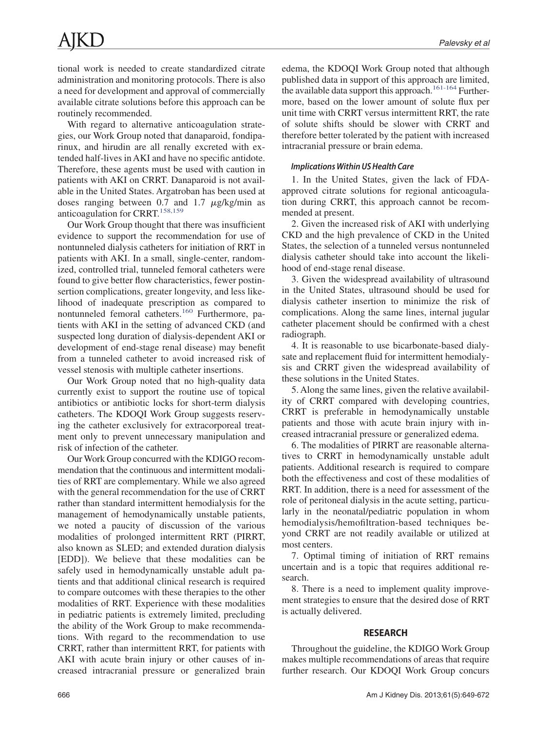tional work is needed to create standardized citrate administration and monitoring protocols. There is also a need for development and approval of commercially available citrate solutions before this approach can be routinely recommended.

With regard to alternative anticoagulation strategies, our Work Group noted that danaparoid, fondiparinux, and hirudin are all renally excreted with extended half-lives in AKI and have no specific antidote. Therefore, these agents must be used with caution in patients with AKI on CRRT. Danaparoid is not available in the United States. Argatroban has been used at doses ranging between 0.7 and 1.7 $\mu$g/kg/min as anticoagulation for CRRT.[158,159]

Our Work Group thought that there was insufficient evidence to support the recommendation for use of nontunneled dialysis catheters for initiation of RRT in patients with AKI. In a small, single-center, randomized, controlled trial, tunneled femoral catheters were found to give better flow characteristics, fewer postinsertion complications, greater longevity, and less likelihood of inadequate prescription as compared to nontunneled femoral catheters.[160] Furthermore, patients with AKI in the setting of advanced CKD (and suspected long duration of dialysis-dependent AKI or development of end-stage renal disease) may benefit from a tunneled catheter to avoid increased risk of vessel stenosis with multiple catheter insertions.

Our Work Group noted that no high-quality data currently exist to support the routine use of topical antibiotics or antibiotic locks for short-term dialysis catheters. The KDOQI Work Group suggests reserving the catheter exclusively for extracorporeal treatment only to prevent unnecessary manipulation and risk of infection of the catheter.

Our Work Group concurred with the KDIGO recommendation that the continuous and intermittent modalities of RRT are complementary. While we also agreed with the general recommendation for the use of CRRT rather than standard intermittent hemodialysis for the management of hemodynamically unstable patients, we noted a paucity of discussion of the various modalities of prolonged intermittent RRT (PIRRT, also known as SLED; and extended duration dialysis [EDD]). We believe that these modalities can be safely used in hemodynamically unstable adult patients and that additional clinical research is required to compare outcomes with these therapies to the other modalities of RRT. Experience with these modalities in pediatric patients is extremely limited, precluding the ability of the Work Group to make recommendations. With regard to the recommendation to use CRRT, rather than intermittent RRT, for patients with AKI with acute brain injury or other causes of increased intracranial pressure or generalized brain edema, the KDOQI Work Group noted that although published data in support of this approach are limited, the available data support this approach.[161-164] Furthermore, based on the lower amount of solute flux per unit time with CRRT versus intermittent RRT, the rate of solute shifts should be slower with CRRT and therefore better tolerated by the patient with increased intracranial pressure or brain edema.

#### *Implications Within US Health Care*

1. In the United States, given the lack of FDA-approved citrate solutions for regional anticoagulation during CRRT, this approach cannot be recommended at present.

2. Given the increased risk of AKI with underlying CKD and the high prevalence of CKD in the United States, the selection of a tunneled versus nontunneled dialysis catheter should take into account the likelihood of end-stage renal disease.

3. Given the widespread availability of ultrasound in the United States, ultrasound should be used for dialysis catheter insertion to minimize the risk of complications. Along the same lines, internal jugular catheter placement should be confirmed with a chest radiograph.

4. It is reasonable to use bicarbonate-based dialysate and replacement fluid for intermittent hemodialysis and CRRT given the widespread availability of these solutions in the United States.

5. Along the same lines, given the relative availability of CRRT compared with developing countries, CRRT is preferable in hemodynamically unstable patients and those with acute brain injury with increased intracranial pressure or generalized edema.

6. The modalities of PIRRT are reasonable alternatives to CRRT in hemodynamically unstable adult patients. Additional research is required to compare both the effectiveness and cost of these modalities of RRT. In addition, there is a need for assessment of the role of peritoneal dialysis in the acute setting, particularly in the neonatal/pediatric population in whom hemodialysis/hemofiltration-based techniques beyond CRRT are not readily available or utilized at most centers.

7. Optimal timing of initiation of RRT remains uncertain and is a topic that requires additional research.

8. There is a need to implement quality improvement strategies to ensure that the desired dose of RRT is actually delivered.

## RESEARCH

Throughout the guideline, the KDIGO Work Group makes multiple recommendations of areas that require further research. Our KDOQI Work Group concurs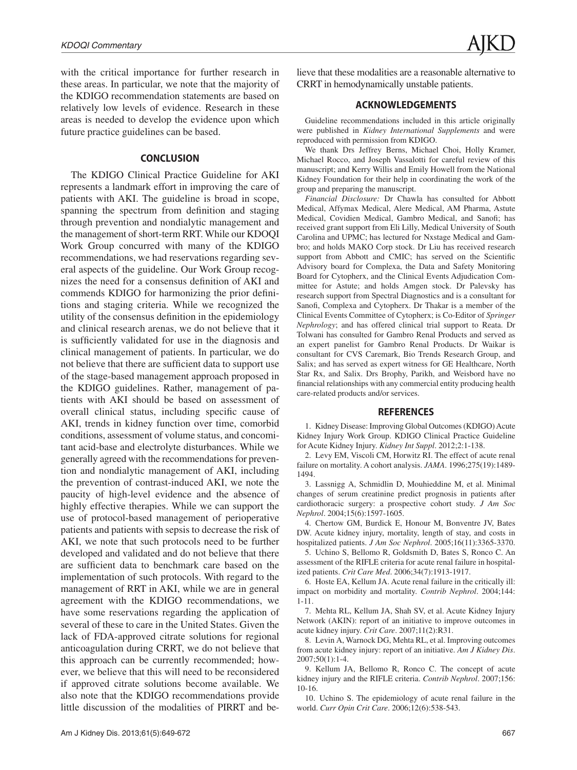with the critical importance for further research in these areas. In particular, we note that the majority of the KDIGO recommendation statements are based on relatively low levels of evidence. Research in these areas is needed to develop the evidence upon which future practice guidelines can be based.

## CONCLUSION

The KDIGO Clinical Practice Guideline for AKI represents a landmark effort in improving the care of patients with AKI. The guideline is broad in scope, spanning the spectrum from definition and staging through prevention and nondialytic management and the management of short-term RRT. While our KDOQI Work Group concurred with many of the KDIGO recommendations, we had reservations regarding several aspects of the guideline. Our Work Group recognizes the need for a consensus definition of AKI and commends KDIGO for harmonizing the prior definitions and staging criteria. While we recognized the utility of the consensus definition in the epidemiology and clinical research arenas, we do not believe that it is sufficiently validated for use in the diagnosis and clinical management of patients. In particular, we do not believe that there are sufficient data to support use of the stage-based management approach proposed in the KDIGO guidelines. Rather, management of patients with AKI should be based on assessment of overall clinical status, including specific cause of AKI, trends in kidney function over time, comorbid conditions, assessment of volume status, and concomitant acid-base and electrolyte disturbances. While we generally agreed with the recommendations for prevention and nondialytic management of AKI, including the prevention of contrast-induced AKI, we note the paucity of high-level evidence and the absence of highly effective therapies. While we can support the use of protocol-based management of perioperative patients and patients with sepsis to decrease the risk of AKI, we note that such protocols need to be further developed and validated and do not believe that there are sufficient data to benchmark care based on the implementation of such protocols. With regard to the management of RRT in AKI, while we are in general agreement with the KDIGO recommendations, we have some reservations regarding the application of several of these to care in the United States. Given the lack of FDA-approved citrate solutions for regional anticoagulation during CRRT, we do not believe that this approach can be currently recommended; however, we believe that this will need to be reconsidered if approved citrate solutions become available. We also note that the KDIGO recommendations provide little discussion of the modalities of PIRRT and believe that these modalities are a reasonable alternative to CRRT in hemodynamically unstable patients.

## ACKNOWLEDGEMENTS

Guideline recommendations included in this article originally were published in *Kidney International Supplements* and were reproduced with permission from KDIGO.

We thank Drs Jeffrey Berns, Michael Choi, Holly Kramer, Michael Rocco, and Joseph Vassalotti for careful review of this manuscript; and Kerry Willis and Emily Howell from the National Kidney Foundation for their help in coordinating the work of the group and preparing the manuscript.

*Financial Disclosure:* Dr Chawla has consulted for Abbott Medical, Affymax Medical, Alere Medical, AM Pharma, Astute Medical, Covidien Medical, Gambro Medical, and Sanofi; has received grant support from Eli Lilly, Medical University of South Carolina and UPMC; has lectured for Nxstage Medical and Gambro; and holds MAKO Corp stock. Dr Liu has received research support from Abbott and CMIC; has served on the Scientific Advisory board for Complexa, the Data and Safety Monitoring Board for Cytopherx, and the Clinical Events Adjudication Committee for Astute; and holds Amgen stock. Dr Palevsky has research support from Spectral Diagnostics and is a consultant for Sanofi, Complexa and Cytopherx. Dr Thakar is a member of the Clinical Events Committee of Cytopherx; is Co-Editor of *Springer Nephrology*; and has offered clinical trial support to Reata. Dr Tolwani has consulted for Gambro Renal Products and served as an expert panelist for Gambro Renal Products. Dr Waikar is consultant for CVS Caremark, Bio Trends Research Group, and Salix; and has served as expert witness for GE Healthcare, North Star Rx, and Salix. Drs Brophy, Parikh, and Weisbord have no financial relationships with any commercial entity producing health care-related products and/or services.

## REFERENCES

1. Kidney Disease: Improving Global Outcomes (KDIGO) Acute Kidney Injury Work Group. KDIGO Clinical Practice Guideline for Acute Kidney Injury. *Kidney Int Suppl*. 2012;2:1-138.

2. Levy EM, Viscoli CM, Horwitz RI. The effect of acute renal failure on mortality. A cohort analysis. *JAMA*. 1996;275(19):1489-1494.

3. Lassnigg A, Schmidlin D, Mouhieddine M, et al. Minimal changes of serum creatinine predict prognosis in patients after cardiothoracic surgery: a prospective cohort study. *J Am Soc Nephrol*. 2004;15(6):1597-1605.

4. Chertow GM, Burdick E, Honour M, Bonventre JV, Bates DW. Acute kidney injury, mortality, length of stay, and costs in hospitalized patients. *J Am Soc Nephrol*. 2005;16(11):3365-3370.

5. Uchino S, Bellomo R, Goldsmith D, Bates S, Ronco C. An assessment of the RIFLE criteria for acute renal failure in hospitalized patients. *Crit Care Med*. 2006;34(7):1913-1917.

6. Hoste EA, Kellum JA. Acute renal failure in the critically ill: impact on morbidity and mortality. *Contrib Nephrol*. 2004;144: 1-11.

7. Mehta RL, Kellum JA, Shah SV, et al. Acute Kidney Injury Network (AKIN): report of an initiative to improve outcomes in acute kidney injury. *Crit Care*. 2007;11(2):R31.

8. Levin A, Warnock DG, Mehta RL, et al. Improving outcomes from acute kidney injury: report of an initiative. *Am J Kidney Dis*. 2007;50(1):1-4.

9. Kellum JA, Bellomo R, Ronco C. The concept of acute kidney injury and the RIFLE criteria. *Contrib Nephrol*. 2007;156: 10-16.

10. Uchino S. The epidemiology of acute renal failure in the world. *Curr Opin Crit Care*. 2006;12(6):538-543.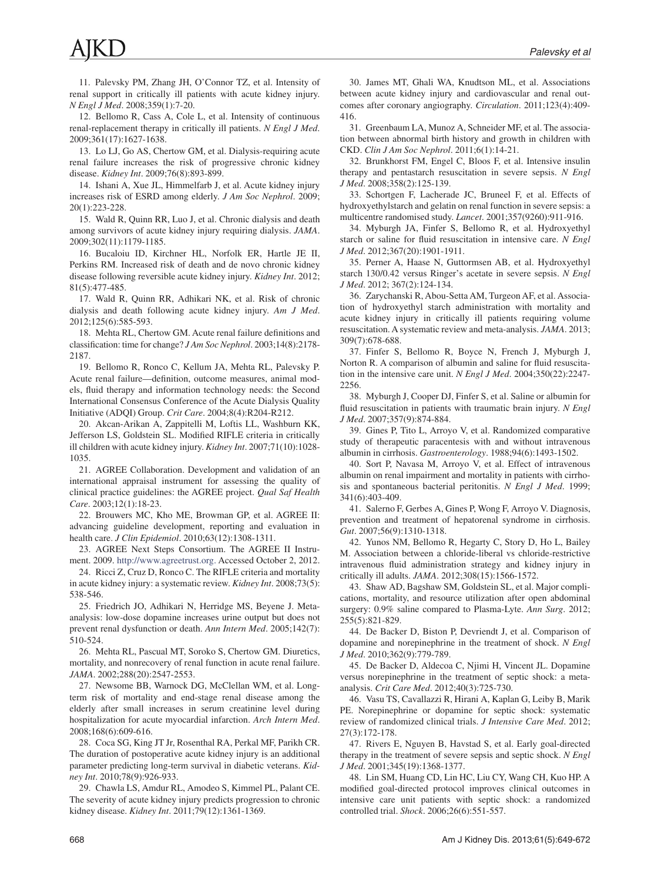11. Palevsky PM, Zhang JH, O'Connor TZ, et al. Intensity of renal support in critically ill patients with acute kidney injury. *N Engl J Med*. 2008;359(1):7-20.

12. Bellomo R, Cass A, Cole L, et al. Intensity of continuous renal-replacement therapy in critically ill patients. *N Engl J Med*. 2009;361(17):1627-1638.

13. Lo LJ, Go AS, Chertow GM, et al. Dialysis-requiring acute renal failure increases the risk of progressive chronic kidney disease. *Kidney Int*. 2009;76(8):893-899.

14. Ishani A, Xue JL, Himmelfarb J, et al. Acute kidney injury increases risk of ESRD among elderly. *J Am Soc Nephrol*. 2009; 20(1):223-228.

15. Wald R, Quinn RR, Luo J, et al. Chronic dialysis and death among survivors of acute kidney injury requiring dialysis. *JAMA*. 2009;302(11):1179-1185.

16. Bucaloiu ID, Kirchner HL, Norfolk ER, Hartle JE II, Perkins RM. Increased risk of death and de novo chronic kidney disease following reversible acute kidney injury. *Kidney Int*. 2012; 81(5):477-485.

17. Wald R, Quinn RR, Adhikari NK, et al. Risk of chronic dialysis and death following acute kidney injury. *Am J Med*. 2012;125(6):585-593.

18. Mehta RL, Chertow GM. Acute renal failure definitions and classification: time for change? *J Am Soc Nephrol*. 2003;14(8):2178-2187.

19. Bellomo R, Ronco C, Kellum JA, Mehta RL, Palevsky P. Acute renal failure—definition, outcome measures, animal models, fluid therapy and information technology needs: the Second International Consensus Conference of the Acute Dialysis Quality Initiative (ADQI) Group. *Crit Care*. 2004;8(4):R204-R212.

20. Akcan-Arikan A, Zappitelli M, Loftis LL, Washburn KK, Jefferson LS, Goldstein SL. Modified RIFLE criteria in critically ill children with acute kidney injury. *Kidney Int*. 2007;71(10):1028-1035.

21. AGREE Collaboration. Development and validation of an international appraisal instrument for assessing the quality of clinical practice guidelines: the AGREE project. *Qual Saf Health Care*. 2003;12(1):18-23.

22. Brouwers MC, Kho ME, Browman GP, et al. AGREE II: advancing guideline development, reporting and evaluation in health care. *J Clin Epidemiol*. 2010;63(12):1308-1311.

23. AGREE Next Steps Consortium. The AGREE II Instrument. 2009. http://www.agreetrust.org. Accessed October 2, 2012.

24. Ricci Z, Cruz D, Ronco C. The RIFLE criteria and mortality in acute kidney injury: a systematic review. *Kidney Int*. 2008;73(5): 538-546.

25. Friedrich JO, Adhikari N, Herridge MS, Beyene J. Meta-analysis: low-dose dopamine increases urine output but does not prevent renal dysfunction or death. *Ann Intern Med*. 2005;142(7): 510-524.

26. Mehta RL, Pascual MT, Soroko S, Chertow GM. Diuretics, mortality, and nonrecovery of renal function in acute renal failure. *JAMA*. 2002;288(20):2547-2553.

27. Newsome BB, Warnock DG, McClellan WM, et al. Long-term risk of mortality and end-stage renal disease among the elderly after small increases in serum creatinine level during hospitalization for acute myocardial infarction. *Arch Intern Med*. 2008;168(6):609-616.

28. Coca SG, King JT Jr, Rosenthal RA, Perkal MF, Parikh CR. The duration of postoperative acute kidney injury is an additional parameter predicting long-term survival in diabetic veterans. *Kidney Int*. 2010;78(9):926-933.

29. Chawla LS, Amdur RL, Amodeo S, Kimmel PL, Palant CE. The severity of acute kidney injury predicts progression to chronic kidney disease. *Kidney Int*. 2011;79(12):1361-1369.

30. James MT, Ghali WA, Knudtson ML, et al. Associations between acute kidney injury and cardiovascular and renal outcomes after coronary angiography. *Circulation*. 2011;123(4):409-416.

31. Greenbaum LA, Munoz A, Schneider MF, et al. The association between abnormal birth history and growth in children with CKD. *Clin J Am Soc Nephrol*. 2011;6(1):14-21.

32. Brunkhorst FM, Engel C, Bloos F, et al. Intensive insulin therapy and pentastarch resuscitation in severe sepsis. *N Engl J Med*. 2008;358(2):125-139.

33. Schortgen F, Lacherade JC, Bruneel F, et al. Effects of hydroxyethylstarch and gelatin on renal function in severe sepsis: a multicentre randomised study. *Lancet*. 2001;357(9260):911-916.

34. Myburgh JA, Finfer S, Bellomo R, et al. Hydroxyethyl starch or saline for fluid resuscitation in intensive care. *N Engl J Med*. 2012;367(20):1901-1911.

35. Perner A, Haase N, Guttormsen AB, et al. Hydroxyethyl starch 130/0.42 versus Ringer's acetate in severe sepsis. *N Engl J Med*. 2012; 367(2):124-134.

36. Zarychanski R, Abou-Setta AM, Turgeon AF, et al. Association of hydroxyethyl starch administration with mortality and acute kidney injury in critically ill patients requiring volume resuscitation. A systematic review and meta-analysis. *JAMA*. 2013; 309(7):678-688.

37. Finfer S, Bellomo R, Boyce N, French J, Myburgh J, Norton R. A comparison of albumin and saline for fluid resuscitation in the intensive care unit. *N Engl J Med*. 2004;350(22):2247-2256.

38. Myburgh J, Cooper DJ, Finfer S, et al. Saline or albumin for fluid resuscitation in patients with traumatic brain injury. *N Engl J Med*. 2007;357(9):874-884.

39. Gines P, Tito L, Arroyo V, et al. Randomized comparative study of therapeutic paracentesis with and without intravenous albumin in cirrhosis. *Gastroenterology*. 1988;94(6):1493-1502.

40. Sort P, Navasa M, Arroyo V, et al. Effect of intravenous albumin on renal impairment and mortality in patients with cirrhosis and spontaneous bacterial peritonitis. *N Engl J Med*. 1999; 341(6):403-409.

41. Salerno F, Gerbes A, Gines P, Wong F, Arroyo V. Diagnosis, prevention and treatment of hepatorenal syndrome in cirrhosis. *Gut*. 2007;56(9):1310-1318.

42. Yunos NM, Bellomo R, Hegarty C, Story D, Ho L, Bailey M. Association between a chloride-liberal vs chloride-restrictive intravenous fluid administration strategy and kidney injury in critically ill adults. *JAMA*. 2012;308(15):1566-1572.

43. Shaw AD, Bagshaw SM, Goldstein SL, et al. Major complications, mortality, and resource utilization after open abdominal surgery: 0.9% saline compared to Plasma-Lyte. *Ann Surg*. 2012; 255(5):821-829.

44. De Backer D, Biston P, Devriendt J, et al. Comparison of dopamine and norepinephrine in the treatment of shock. *N Engl J Med*. 2010;362(9):779-789.

45. De Backer D, Aldecoa C, Njimi H, Vincent JL. Dopamine versus norepinephrine in the treatment of septic shock: a meta-analysis. *Crit Care Med*. 2012;40(3):725-730.

46. Vasu TS, Cavallazzi R, Hirani A, Kaplan G, Leiby B, Marik PE. Norepinephrine or dopamine for septic shock: systematic review of randomized clinical trials. *J Intensive Care Med*. 2012; 27(3):172-178.

47. Rivers E, Nguyen B, Havstad S, et al. Early goal-directed therapy in the treatment of severe sepsis and septic shock. *N Engl J Med*. 2001;345(19):1368-1377.

48. Lin SM, Huang CD, Lin HC, Liu CY, Wang CH, Kuo HP. A modified goal-directed protocol improves clinical outcomes in intensive care unit patients with septic shock: a randomized controlled trial. *Shock*. 2006;26(6):551-557.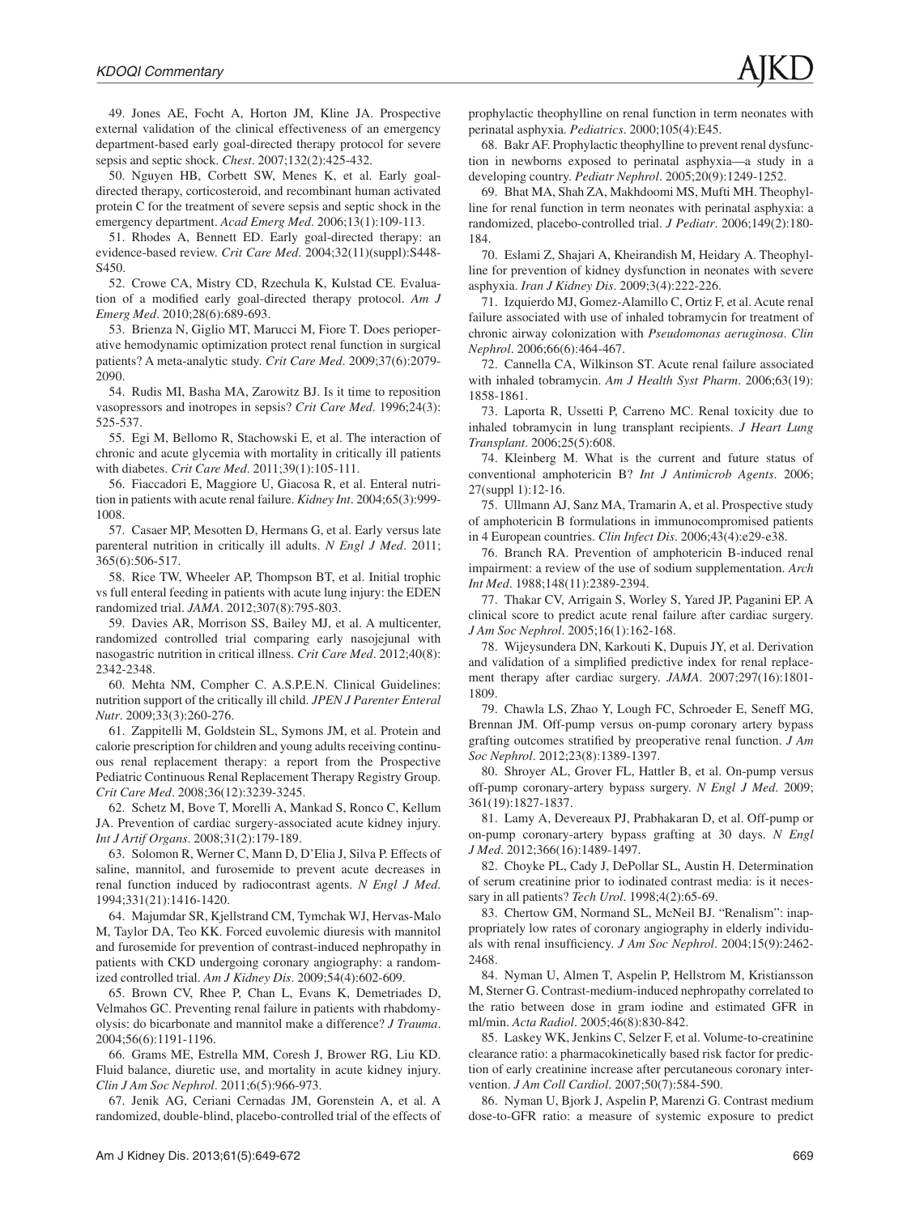49. Jones AE, Focht A, Horton JM, Kline JA. Prospective external validation of the clinical effectiveness of an emergency department-based early goal-directed therapy protocol for severe sepsis and septic shock. *Chest*. 2007;132(2):425-432.

50. Nguyen HB, Corbett SW, Menes K, et al. Early goal-directed therapy, corticosteroid, and recombinant human activated protein C for the treatment of severe sepsis and septic shock in the emergency department. *Acad Emerg Med*. 2006;13(1):109-113.

51. Rhodes A, Bennett ED. Early goal-directed therapy: an evidence-based review. *Crit Care Med*. 2004;32(11)(suppl):S448-S450.

52. Crowe CA, Mistry CD, Rzechula K, Kulstad CE. Evaluation of a modified early goal-directed therapy protocol. *Am J Emerg Med*. 2010;28(6):689-693.

53. Brienza N, Giglio MT, Marucci M, Fiore T. Does perioperative hemodynamic optimization protect renal function in surgical patients? A meta-analytic study. *Crit Care Med*. 2009;37(6):2079-2090.

54. Rudis MI, Basha MA, Zarowitz BJ. Is it time to reposition vasopressors and inotropes in sepsis? *Crit Care Med*. 1996;24(3):525-537.

55. Egi M, Bellomo R, Stachowski E, et al. The interaction of chronic and acute glycemia with mortality in critically ill patients with diabetes. *Crit Care Med*. 2011;39(1):105-111.

56. Fiaccadori E, Maggiore U, Giacosa R, et al. Enteral nutrition in patients with acute renal failure. *Kidney Int*. 2004;65(3):999-1008.

57. Casaer MP, Mesotten D, Hermans G, et al. Early versus late parenteral nutrition in critically ill adults. *N Engl J Med*. 2011;365(6):506-517.

58. Rice TW, Wheeler AP, Thompson BT, et al. Initial trophic vs full enteral feeding in patients with acute lung injury: the EDEN randomized trial. *JAMA*. 2012;307(8):795-803.

59. Davies AR, Morrison SS, Bailey MJ, et al. A multicenter, randomized controlled trial comparing early nasojejunal with nasogastric nutrition in critical illness. *Crit Care Med*. 2012;40(8):2342-2348.

60. Mehta NM, Compher C. A.S.P.E.N. Clinical Guidelines: nutrition support of the critically ill child. *JPEN J Parenter Enteral Nutr*. 2009;33(3):260-276.

61. Zappitelli M, Goldstein SL, Symons JM, et al. Protein and calorie prescription for children and young adults receiving continuous renal replacement therapy: a report from the Prospective Pediatric Continuous Renal Replacement Therapy Registry Group. *Crit Care Med*. 2008;36(12):3239-3245.

62. Schetz M, Bove T, Morelli A, Mankad S, Ronco C, Kellum JA. Prevention of cardiac surgery-associated acute kidney injury. *Int J Artif Organs*. 2008;31(2):179-189.

63. Solomon R, Werner C, Mann D, D'Elia J, Silva P. Effects of saline, mannitol, and furosemide to prevent acute decreases in renal function induced by radiocontrast agents. *N Engl J Med*. 1994;331(21):1416-1420.

64. Majumdar SR, Kjellstrand CM, Tymchak WJ, Hervas-Malo M, Taylor DA, Teo KK. Forced euvolemic diuresis with mannitol and furosemide for prevention of contrast-induced nephropathy in patients with CKD undergoing coronary angiography: a randomized controlled trial. *Am J Kidney Dis*. 2009;54(4):602-609.

65. Brown CV, Rhee P, Chan L, Evans K, Demetriades D, Velmahos GC. Preventing renal failure in patients with rhabdomyolysis: do bicarbonate and mannitol make a difference? *J Trauma*. 2004;56(6):1191-1196.

66. Grams ME, Estrella MM, Coresh J, Brower RG, Liu KD. Fluid balance, diuretic use, and mortality in acute kidney injury. *Clin J Am Soc Nephrol*. 2011;6(5):966-973.

67. Jenik AG, Ceriani Cernadas JM, Gorenstein A, et al. A randomized, double-blind, placebo-controlled trial of the effects of prophylactic theophylline on renal function in term neonates with perinatal asphyxia. *Pediatrics*. 2000;105(4):E45.

68. Bakr AF. Prophylactic theophylline to prevent renal dysfunction in newborns exposed to perinatal asphyxia—a study in a developing country. *Pediatr Nephrol*. 2005;20(9):1249-1252.

69. Bhat MA, Shah ZA, Makhdoomi MS, Mufti MH. Theophylline for renal function in term neonates with perinatal asphyxia: a randomized, placebo-controlled trial. *J Pediatr*. 2006;149(2):180-184.

70. Eslami Z, Shajari A, Kheirandish M, Heidary A. Theophylline for prevention of kidney dysfunction in neonates with severe asphyxia. *Iran J Kidney Dis*. 2009;3(4):222-226.

71. Izquierdo MJ, Gomez-Alamillo C, Ortiz F, et al. Acute renal failure associated with use of inhaled tobramycin for treatment of chronic airway colonization with *Pseudomonas aeruginosa*. *Clin Nephrol*. 2006;66(6):464-467.

72. Cannella CA, Wilkinson ST. Acute renal failure associated with inhaled tobramycin. *Am J Health Syst Pharm*. 2006;63(19):1858-1861.

73. Laporta R, Ussetti P, Carreno MC. Renal toxicity due to inhaled tobramycin in lung transplant recipients. *J Heart Lung Transplant*. 2006;25(5):608.

74. Kleinberg M. What is the current and future status of conventional amphotericin B? *Int J Antimicrob Agents*. 2006;27(suppl 1):12-16.

75. Ullmann AJ, Sanz MA, Tramarin A, et al. Prospective study of amphotericin B formulations in immunocompromised patients in 4 European countries. *Clin Infect Dis*. 2006;43(4):e29-e38.

76. Branch RA. Prevention of amphotericin B-induced renal impairment: a review of the use of sodium supplementation. *Arch Int Med*. 1988;148(11):2389-2394.

77. Thakar CV, Arrigain S, Worley S, Yared JP, Paganini EP. A clinical score to predict acute renal failure after cardiac surgery. *J Am Soc Nephrol*. 2005;16(1):162-168.

78. Wijeysundera DN, Karkouti K, Dupuis JY, et al. Derivation and validation of a simplified predictive index for renal replacement therapy after cardiac surgery. *JAMA*. 2007;297(16):1801-1809.

79. Chawla LS, Zhao Y, Lough FC, Schroeder E, Seneff MG, Brennan JM. Off-pump versus on-pump coronary artery bypass grafting outcomes stratified by preoperative renal function. *J Am Soc Nephrol*. 2012;23(8):1389-1397.

80. Shroyer AL, Grover FL, Hattler B, et al. On-pump versus off-pump coronary-artery bypass surgery. *N Engl J Med*. 2009;361(19):1827-1837.

81. Lamy A, Devereaux PJ, Prabhakaran D, et al. Off-pump or on-pump coronary-artery bypass grafting at 30 days. *N Engl J Med*. 2012;366(16):1489-1497.

82. Choyke PL, Cady J, DePollar SL, Austin H. Determination of serum creatinine prior to iodinated contrast media: is it necessary in all patients? *Tech Urol*. 1998;4(2):65-69.

83. Chertow GM, Normand SL, McNeil BJ. "Renalism": inappropriately low rates of coronary angiography in elderly individuals with renal insufficiency. *J Am Soc Nephrol*. 2004;15(9):2462-2468.

84. Nyman U, Almen T, Aspelin P, Hellstrom M, Kristiansson M, Sterner G. Contrast-medium-induced nephropathy correlated to the ratio between dose in gram iodine and estimated GFR in ml/min. *Acta Radiol*. 2005;46(8):830-842.

85. Laskey WK, Jenkins C, Selzer F, et al. Volume-to-creatinine clearance ratio: a pharmacokinetically based risk factor for prediction of early creatinine increase after percutaneous coronary intervention. *J Am Coll Cardiol*. 2007;50(7):584-590.

86. Nyman U, Bjork J, Aspelin P, Marenzi G. Contrast medium dose-to-GFR ratio: a measure of systemic exposure to predict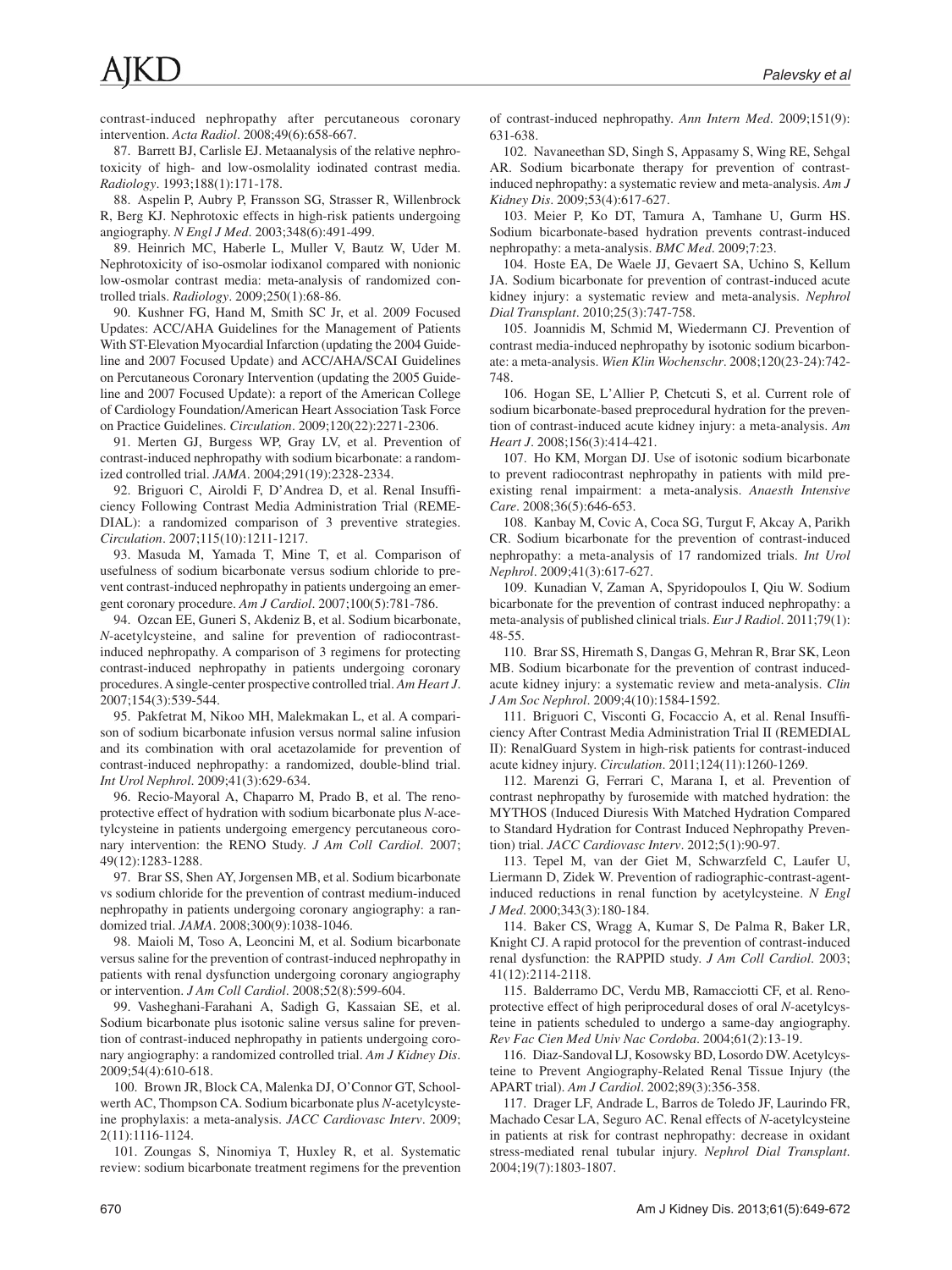contrast-induced nephropathy after percutaneous coronary intervention. *Acta Radiol*. 2008;49(6):658-667.

87. Barrett BJ, Carlisle EJ. Metaanalysis of the relative nephrotoxicity of high- and low-osmolality iodinated contrast media. *Radiology*. 1993;188(1):171-178.

88. Aspelin P, Aubry P, Fransson SG, Strasser R, Willenbrock R, Berg KJ. Nephrotoxic effects in high-risk patients undergoing angiography. *N Engl J Med*. 2003;348(6):491-499.

89. Heinrich MC, Haberle L, Muller V, Bautz W, Uder M. Nephrotoxicity of iso-osmolar iodixanol compared with nonionic low-osmolar contrast media: meta-analysis of randomized controlled trials. *Radiology*. 2009;250(1):68-86.

90. Kushner FG, Hand M, Smith SC Jr, et al. 2009 Focused Updates: ACC/AHA Guidelines for the Management of Patients With ST-Elevation Myocardial Infarction (updating the 2004 Guideline and 2007 Focused Update) and ACC/AHA/SCAI Guidelines on Percutaneous Coronary Intervention (updating the 2005 Guideline and 2007 Focused Update): a report of the American College of Cardiology Foundation/American Heart Association Task Force on Practice Guidelines. *Circulation*. 2009;120(22):2271-2306.

91. Merten GJ, Burgess WP, Gray LV, et al. Prevention of contrast-induced nephropathy with sodium bicarbonate: a randomized controlled trial. *JAMA*. 2004;291(19):2328-2334.

92. Briguori C, Airoldi F, D'Andrea D, et al. Renal Insufficiency Following Contrast Media Administration Trial (REMEDIAL): a randomized comparison of 3 preventive strategies. *Circulation*. 2007;115(10):1211-1217.

93. Masuda M, Yamada T, Mine T, et al. Comparison of usefulness of sodium bicarbonate versus sodium chloride to prevent contrast-induced nephropathy in patients undergoing an emergent coronary procedure. *Am J Cardiol*. 2007;100(5):781-786.

94. Ozcan EE, Guneri S, Akdeniz B, et al. Sodium bicarbonate, *N*-acetylcysteine, and saline for prevention of radiocontrast-induced nephropathy. A comparison of 3 regimens for protecting contrast-induced nephropathy in patients undergoing coronary procedures. A single-center prospective controlled trial. *Am Heart J*. 2007;154(3):539-544.

95. Pakfetrat M, Nikoo MH, Malekmakan L, et al. A comparison of sodium bicarbonate infusion versus normal saline infusion and its combination with oral acetazolamide for prevention of contrast-induced nephropathy: a randomized, double-blind trial. *Int Urol Nephrol*. 2009;41(3):629-634.

96. Recio-Mayoral A, Chaparro M, Prado B, et al. The renoprotective effect of hydration with sodium bicarbonate plus *N*-acetylcysteine in patients undergoing emergency percutaneous coronary intervention: the RENO Study. *J Am Coll Cardiol*. 2007; 49(12):1283-1288.

97. Brar SS, Shen AY, Jorgensen MB, et al. Sodium bicarbonate vs sodium chloride for the prevention of contrast medium-induced nephropathy in patients undergoing coronary angiography: a randomized trial. *JAMA*. 2008;300(9):1038-1046.

98. Maioli M, Toso A, Leoncini M, et al. Sodium bicarbonate versus saline for the prevention of contrast-induced nephropathy in patients with renal dysfunction undergoing coronary angiography or intervention. *J Am Coll Cardiol*. 2008;52(8):599-604.

99. Vasheghani-Farahani A, Sadigh G, Kassaian SE, et al. Sodium bicarbonate plus isotonic saline versus saline for prevention of contrast-induced nephropathy in patients undergoing coronary angiography: a randomized controlled trial. *Am J Kidney Dis*. 2009;54(4):610-618.

100. Brown JR, Block CA, Malenka DJ, O'Connor GT, Schoolwerth AC, Thompson CA. Sodium bicarbonate plus *N*-acetylcysteine prophylaxis: a meta-analysis. *JACC Cardiovasc Interv*. 2009; 2(11):1116-1124.

101. Zoungas S, Ninomiya T, Huxley R, et al. Systematic review: sodium bicarbonate treatment regimens for the prevention of contrast-induced nephropathy. *Ann Intern Med*. 2009;151(9): 631-638.

102. Navaneethan SD, Singh S, Appasamy S, Wing RE, Sehgal AR. Sodium bicarbonate therapy for prevention of contrast-induced nephropathy: a systematic review and meta-analysis. *Am J Kidney Dis*. 2009;53(4):617-627.

103. Meier P, Ko DT, Tamura A, Tamhane U, Gurm HS. Sodium bicarbonate-based hydration prevents contrast-induced nephropathy: a meta-analysis. *BMC Med*. 2009;7:23.

104. Hoste EA, De Waele JJ, Gevaert SA, Uchino S, Kellum JA. Sodium bicarbonate for prevention of contrast-induced acute kidney injury: a systematic review and meta-analysis. *Nephrol Dial Transplant*. 2010;25(3):747-758.

105. Joannidis M, Schmid M, Wiedermann CJ. Prevention of contrast media-induced nephropathy by isotonic sodium bicarbonate: a meta-analysis. *Wien Klin Wochenschr*. 2008;120(23-24):742-748.

106. Hogan SE, L'Allier P, Chetcuti S, et al. Current role of sodium bicarbonate-based preprocedural hydration for the prevention of contrast-induced acute kidney injury: a meta-analysis. *Am Heart J*. 2008;156(3):414-421.

107. Ho KM, Morgan DJ. Use of isotonic sodium bicarbonate to prevent radiocontrast nephropathy in patients with mild pre-existing renal impairment: a meta-analysis. *Anaesth Intensive Care*. 2008;36(5):646-653.

108. Kanbay M, Covic A, Coca SG, Turgut F, Akcay A, Parikh CR. Sodium bicarbonate for the prevention of contrast-induced nephropathy: a meta-analysis of 17 randomized trials. *Int Urol Nephrol*. 2009;41(3):617-627.

109. Kunadian V, Zaman A, Spyridopoulos I, Qiu W. Sodium bicarbonate for the prevention of contrast induced nephropathy: a meta-analysis of published clinical trials. *Eur J Radiol*. 2011;79(1): 48-55.

110. Brar SS, Hiremath S, Dangas G, Mehran R, Brar SK, Leon MB. Sodium bicarbonate for the prevention of contrast induced-acute kidney injury: a systematic review and meta-analysis. *Clin J Am Soc Nephrol*. 2009;4(10):1584-1592.

111. Briguori C, Visconti G, Focaccio A, et al. Renal Insufficiency After Contrast Media Administration Trial II (REMEDIAL II): RenalGuard System in high-risk patients for contrast-induced acute kidney injury. *Circulation*. 2011;124(11):1260-1269.

112. Marenzi G, Ferrari C, Marana I, et al. Prevention of contrast nephropathy by furosemide with matched hydration: the MYTHOS (Induced Diuresis With Matched Hydration Compared to Standard Hydration for Contrast Induced Nephropathy Prevention) trial. *JACC Cardiovasc Interv*. 2012;5(1):90-97.

113. Tepel M, van der Giet M, Schwarzfeld C, Laufer U, Liermann D, Zidek W. Prevention of radiographic-contrast-agent-induced reductions in renal function by acetylcysteine. *N Engl J Med*. 2000;343(3):180-184.

114. Baker CS, Wragg A, Kumar S, De Palma R, Baker LR, Knight CJ. A rapid protocol for the prevention of contrast-induced renal dysfunction: the RAPPID study. *J Am Coll Cardiol*. 2003; 41(12):2114-2118.

115. Balderramo DC, Verdu MB, Ramacciotti CF, et al. Renoprotective effect of high periprocedural doses of oral *N*-acetylcysteine in patients scheduled to undergo a same-day angiography. *Rev Fac Cien Med Univ Nac Cordoba*. 2004;61(2):13-19.

116. Diaz-Sandoval LJ, Kosowsky BD, Losordo DW. Acetylcysteine to Prevent Angiography-Related Renal Tissue Injury (the APART trial). *Am J Cardiol*. 2002;89(3):356-358.

117. Drager LF, Andrade L, Barros de Toledo JF, Laurindo FR, Machado Cesar LA, Seguro AC. Renal effects of *N*-acetylcysteine in patients at risk for contrast nephropathy: decrease in oxidant stress-mediated renal tubular injury. *Nephrol Dial Transplant*. 2004;19(7):1803-1807.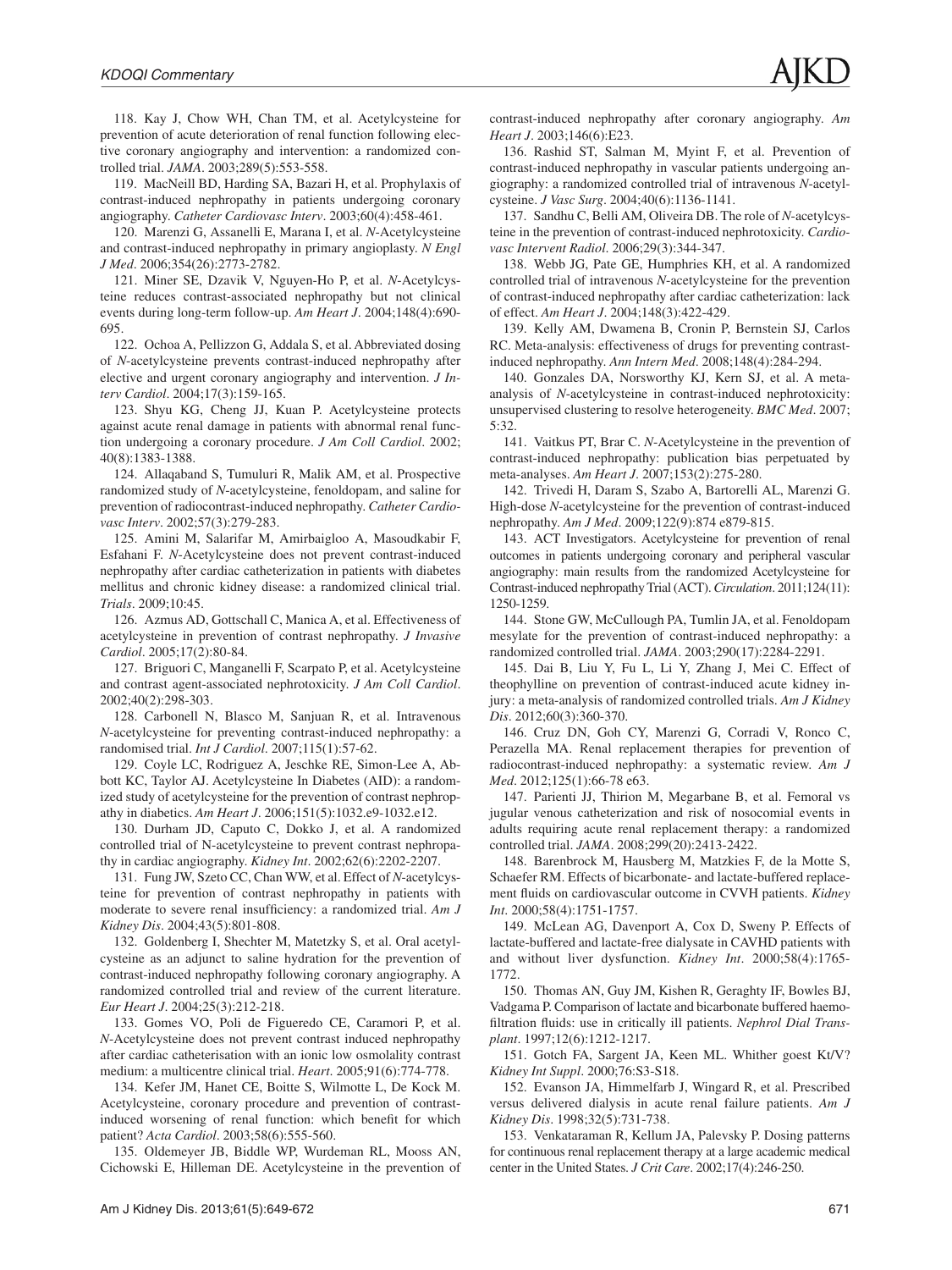118. Kay J, Chow WH, Chan TM, et al. Acetylcysteine for prevention of acute deterioration of renal function following elective coronary angiography and intervention: a randomized controlled trial. *JAMA*. 2003;289(5):553-558.

119. MacNeill BD, Harding SA, Bazari H, et al. Prophylaxis of contrast-induced nephropathy in patients undergoing coronary angiography. *Catheter Cardiovasc Interv*. 2003;60(4):458-461.

120. Marenzi G, Assanelli E, Marana I, et al. *N*-Acetylcysteine and contrast-induced nephropathy in primary angioplasty. *N Engl J Med*. 2006;354(26):2773-2782.

121. Miner SE, Dzavik V, Nguyen-Ho P, et al. *N*-Acetylcysteine reduces contrast-associated nephropathy but not clinical events during long-term follow-up. *Am Heart J*. 2004;148(4):690-695.

122. Ochoa A, Pellizzon G, Addala S, et al. Abbreviated dosing of *N*-acetylcysteine prevents contrast-induced nephropathy after elective and urgent coronary angiography and intervention. *J Interv Cardiol*. 2004;17(3):159-165.

123. Shyu KG, Cheng JJ, Kuan P. Acetylcysteine protects against acute renal damage in patients with abnormal renal function undergoing a coronary procedure. *J Am Coll Cardiol*. 2002;40(8):1383-1388.

124. Allaqaband S, Tumuluri R, Malik AM, et al. Prospective randomized study of *N*-acetylcysteine, fenoldopam, and saline for prevention of radiocontrast-induced nephropathy. *Catheter Cardiovasc Interv*. 2002;57(3):279-283.

125. Amini M, Salarifar M, Amirbaigloo A, Masoudkabir F, Esfahani F. *N*-Acetylcysteine does not prevent contrast-induced nephropathy after cardiac catheterization in patients with diabetes mellitus and chronic kidney disease: a randomized clinical trial. *Trials*. 2009;10:45.

126. Azmus AD, Gottschall C, Manica A, et al. Effectiveness of acetylcysteine in prevention of contrast nephropathy. *J Invasive Cardiol*. 2005;17(2):80-84.

127. Briguori C, Manganelli F, Scarpato P, et al. Acetylcysteine and contrast agent-associated nephrotoxicity. *J Am Coll Cardiol*. 2002;40(2):298-303.

128. Carbonell N, Blasco M, Sanjuan R, et al. Intravenous *N*-acetylcysteine for preventing contrast-induced nephropathy: a randomised trial. *Int J Cardiol*. 2007;115(1):57-62.

129. Coyle LC, Rodriguez A, Jeschke RE, Simon-Lee A, Abbott KC, Taylor AJ. Acetylcysteine In Diabetes (AID): a randomized study of acetylcysteine for the prevention of contrast nephropathy in diabetics. *Am Heart J*. 2006;151(5):1032.e9-1032.e12.

130. Durham JD, Caputo C, Dokko J, et al. A randomized controlled trial of N-acetylcysteine to prevent contrast nephropathy in cardiac angiography. *Kidney Int*. 2002;62(6):2202-2207.

131. Fung JW, Szeto CC, Chan WW, et al. Effect of *N*-acetylcysteine for prevention of contrast nephropathy in patients with moderate to severe renal insufficiency: a randomized trial. *Am J Kidney Dis*. 2004;43(5):801-808.

132. Goldenberg I, Shechter M, Matetzky S, et al. Oral acetylcysteine as an adjunct to saline hydration for the prevention of contrast-induced nephropathy following coronary angiography. A randomized controlled trial and review of the current literature. *Eur Heart J*. 2004;25(3):212-218.

133. Gomes VO, Poli de Figueredo CE, Caramori P, et al. *N*-Acetylcysteine does not prevent contrast induced nephropathy after cardiac catheterisation with an ionic low osmolality contrast medium: a multicentre clinical trial. *Heart*. 2005;91(6):774-778.

134. Kefer JM, Hanet CE, Boitte S, Wilmotte L, De Kock M. Acetylcysteine, coronary procedure and prevention of contrast-induced worsening of renal function: which benefit for which patient? *Acta Cardiol*. 2003;58(6):555-560.

135. Oldemeyer JB, Biddle WP, Wurdeman RL, Mooss AN, Cichowski E, Hilleman DE. Acetylcysteine in the prevention of contrast-induced nephropathy after coronary angiography. *Am Heart J*. 2003;146(6):E23.

136. Rashid ST, Salman M, Myint F, et al. Prevention of contrast-induced nephropathy in vascular patients undergoing angiography: a randomized controlled trial of intravenous *N*-acetylcysteine. *J Vasc Surg*. 2004;40(6):1136-1141.

137. Sandhu C, Belli AM, Oliveira DB. The role of *N*-acetylcysteine in the prevention of contrast-induced nephrotoxicity. *Cardiovasc Intervent Radiol*. 2006;29(3):344-347.

138. Webb JG, Pate GE, Humphries KH, et al. A randomized controlled trial of intravenous *N*-acetylcysteine for the prevention of contrast-induced nephropathy after cardiac catheterization: lack of effect. *Am Heart J*. 2004;148(3):422-429.

139. Kelly AM, Dwamena B, Cronin P, Bernstein SJ, Carlos RC. Meta-analysis: effectiveness of drugs for preventing contrast-induced nephropathy. *Ann Intern Med*. 2008;148(4):284-294.

140. Gonzales DA, Norsworthy KJ, Kern SJ, et al. A meta-analysis of *N*-acetylcysteine in contrast-induced nephrotoxicity: unsupervised clustering to resolve heterogeneity. *BMC Med*. 2007;5:32.

141. Vaitkus PT, Brar C. *N*-Acetylcysteine in the prevention of contrast-induced nephropathy: publication bias perpetuated by meta-analyses. *Am Heart J*. 2007;153(2):275-280.

142. Trivedi H, Daram S, Szabo A, Bartorelli AL, Marenzi G. High-dose *N*-acetylcysteine for the prevention of contrast-induced nephropathy. *Am J Med*. 2009;122(9):874 e879-815.

143. ACT Investigators. Acetylcysteine for prevention of renal outcomes in patients undergoing coronary and peripheral vascular angiography: main results from the randomized Acetylcysteine for Contrast-induced nephropathy Trial (ACT). *Circulation*. 2011;124(11):1250-1259.

144. Stone GW, McCullough PA, Tumlin JA, et al. Fenoldopam mesylate for the prevention of contrast-induced nephropathy: a randomized controlled trial. *JAMA*. 2003;290(17):2284-2291.

145. Dai B, Liu Y, Fu L, Li Y, Zhang J, Mei C. Effect of theophylline on prevention of contrast-induced acute kidney injury: a meta-analysis of randomized controlled trials. *Am J Kidney Dis*. 2012;60(3):360-370.

146. Cruz DN, Goh CY, Marenzi G, Corradi V, Ronco C, Perazella MA. Renal replacement therapies for prevention of radiocontrast-induced nephropathy: a systematic review. *Am J Med*. 2012;125(1):66-78 e63.

147. Parienti JJ, Thirion M, Megarbane B, et al. Femoral vs jugular venous catheterization and risk of nosocomial events in adults requiring acute renal replacement therapy: a randomized controlled trial. *JAMA*. 2008;299(20):2413-2422.

148. Barenbrock M, Hausberg M, Matzkies F, de la Motte S, Schaefer RM. Effects of bicarbonate- and lactate-buffered replacement fluids on cardiovascular outcome in CVVH patients. *Kidney Int*. 2000;58(4):1751-1757.

149. McLean AG, Davenport A, Cox D, Sweny P. Effects of lactate-buffered and lactate-free dialysate in CAVHD patients with and without liver dysfunction. *Kidney Int*. 2000;58(4):1765-1772.

150. Thomas AN, Guy JM, Kishen R, Geraghty IF, Bowles BJ, Vadgama P. Comparison of lactate and bicarbonate buffered haemofiltration fluids: use in critically ill patients. *Nephrol Dial Transplant*. 1997;12(6):1212-1217.

151. Gotch FA, Sargent JA, Keen ML. Whither goest Kt/V? *Kidney Int Suppl*. 2000;76:S3-S18.

152. Evanson JA, Himmelfarb J, Wingard R, et al. Prescribed versus delivered dialysis in acute renal failure patients. *Am J Kidney Dis*. 1998;32(5):731-738.

153. Venkataraman R, Kellum JA, Palevsky P. Dosing patterns for continuous renal replacement therapy at a large academic medical center in the United States. *J Crit Care*. 2002;17(4):246-250.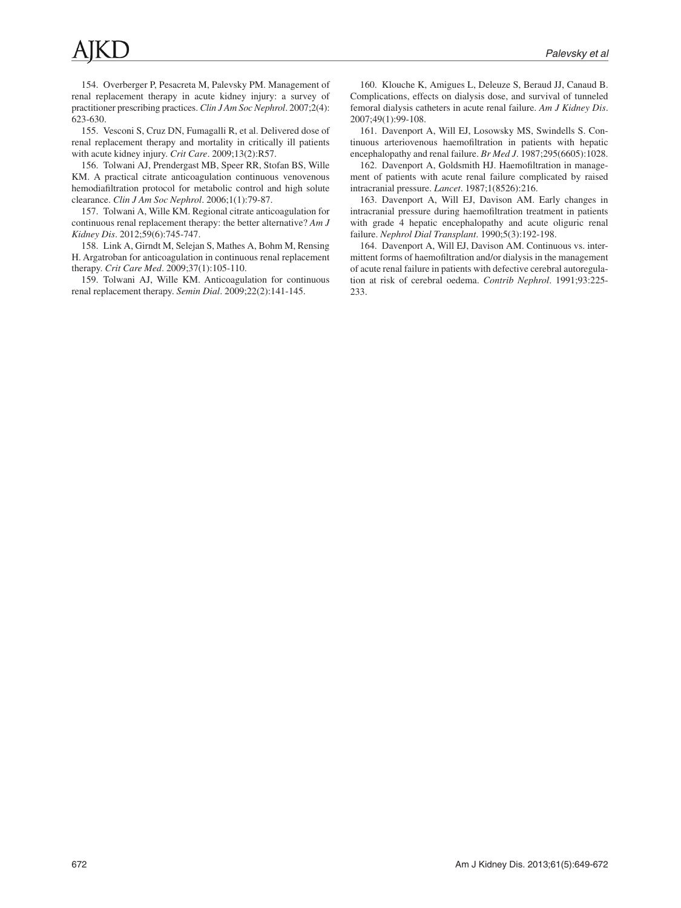154. Overberger P, Pesacreta M, Palevsky PM. Management of renal replacement therapy in acute kidney injury: a survey of practitioner prescribing practices. *Clin J Am Soc Nephrol*. 2007;2(4): 623-630.

155. Vesconi S, Cruz DN, Fumagalli R, et al. Delivered dose of renal replacement therapy and mortality in critically ill patients with acute kidney injury. *Crit Care*. 2009;13(2):R57.

156. Tolwani AJ, Prendergast MB, Speer RR, Stofan BS, Wille KM. A practical citrate anticoagulation continuous venovenous hemodiafiltration protocol for metabolic control and high solute clearance. *Clin J Am Soc Nephrol*. 2006;1(1):79-87.

157. Tolwani A, Wille KM. Regional citrate anticoagulation for continuous renal replacement therapy: the better alternative? *Am J Kidney Dis*. 2012;59(6):745-747.

158. Link A, Girndt M, Selejan S, Mathes A, Bohm M, Rensing H. Argatroban for anticoagulation in continuous renal replacement therapy. *Crit Care Med*. 2009;37(1):105-110.

159. Tolwani AJ, Wille KM. Anticoagulation for continuous renal replacement therapy. *Semin Dial*. 2009;22(2):141-145.

160. Klouche K, Amigues L, Deleuze S, Beraud JJ, Canaud B. Complications, effects on dialysis dose, and survival of tunneled femoral dialysis catheters in acute renal failure. *Am J Kidney Dis*. 2007;49(1):99-108.

161. Davenport A, Will EJ, Losowsky MS, Swindells S. Continuous arteriovenous haemofiltration in patients with hepatic encephalopathy and renal failure. *Br Med J*. 1987;295(6605):1028.

162. Davenport A, Goldsmith HJ. Haemofiltration in management of patients with acute renal failure complicated by raised intracranial pressure. *Lancet*. 1987;1(8526):216.

163. Davenport A, Will EJ, Davison AM. Early changes in intracranial pressure during haemofiltration treatment in patients with grade 4 hepatic encephalopathy and acute oliguric renal failure. *Nephrol Dial Transplant*. 1990;5(3):192-198.

164. Davenport A, Will EJ, Davison AM. Continuous vs. intermittent forms of haemofiltration and/or dialysis in the management of acute renal failure in patients with defective cerebral autoregulation at risk of cerebral oedema. *Contrib Nephrol*. 1991;93:225-233.